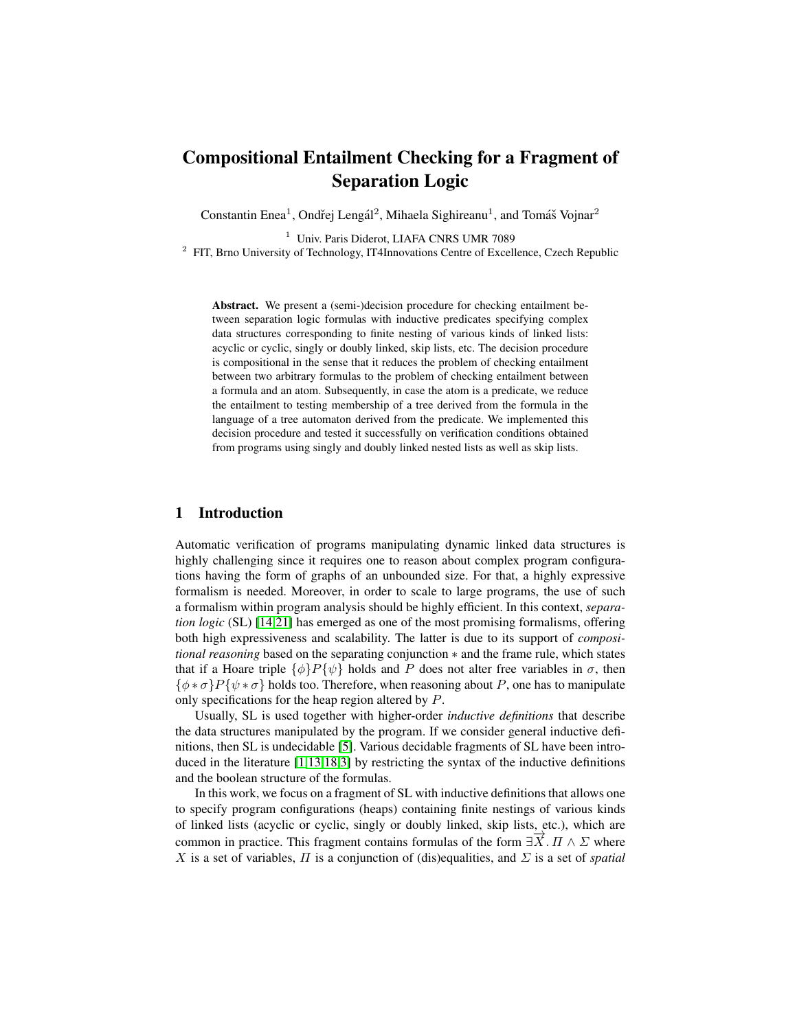# Compositional Entailment Checking for a Fragment of Separation Logic

Constantin Enea[1], Ondřej Lengál[2], Mihaela Sighireanu[1], and Tomáš Vojnar[2]

[1] Univ. Paris Diderot, LIAFA CNRS UMR 7089

[2] FIT, Brno University of Technology, IT4Innovations Centre of Excellence, Czech Republic

**Abstract.** We present a (semi-)decision procedure for checking entailment between separation logic formulas with inductive predicates specifying complex data structures corresponding to finite nesting of various kinds of linked lists: acyclic or cyclic, singly or doubly linked, skip lists, etc. The decision procedure is compositional in the sense that it reduces the problem of checking entailment between two arbitrary formulas to the problem of checking entailment between a formula and an atom. Subsequently, in case the atom is a predicate, we reduce the entailment to testing membership of a tree derived from the formula in the language of a tree automaton derived from the predicate. We implemented this decision procedure and tested it successfully on verification conditions obtained from programs using singly and doubly linked nested lists as well as skip lists.

## 1 Introduction

Automatic verification of programs manipulating dynamic linked data structures is highly challenging since it requires one to reason about complex program configurations having the form of graphs of an unbounded size. For that, a highly expressive formalism is needed. Moreover, in order to scale to large programs, the use of such a formalism within program analysis should be highly efficient. In this context, *separation logic* (SL) [14,21] has emerged as one of the most promising formalisms, offering both high expressiveness and scalability. The latter is due to its support of *compositional reasoning* based on the separating conjunction $*$ and the frame rule, which states that if a Hoare triple $\{\phi\}P\{\psi\}$ holds and $P$ does not alter free variables in $\sigma$, then $\{\phi * \sigma\}P\{\psi * \sigma\}$ holds too. Therefore, when reasoning about $P$, one has to manipulate only specifications for the heap region altered by $P$.

Usually, SL is used together with higher-order *inductive definitions* that describe the data structures manipulated by the program. If we consider general inductive definitions, then SL is undecidable [5]. Various decidable fragments of SL have been introduced in the literature [1,13,18,3] by restricting the syntax of the inductive definitions and the boolean structure of the formulas.

In this work, we focus on a fragment of SL with inductive definitions that allows one to specify program configurations (heaps) containing finite nestings of various kinds of linked lists (acyclic or cyclic, singly or doubly linked, skip lists, etc.), which are common in practice. This fragment contains formulas of the form $\exists \overrightarrow{X}.\, \Pi \wedge \Sigma$ where $X$ is a set of variables, $\Pi$ is a conjunction of (dis)equalities, and $\Sigma$ is a set of *spatial*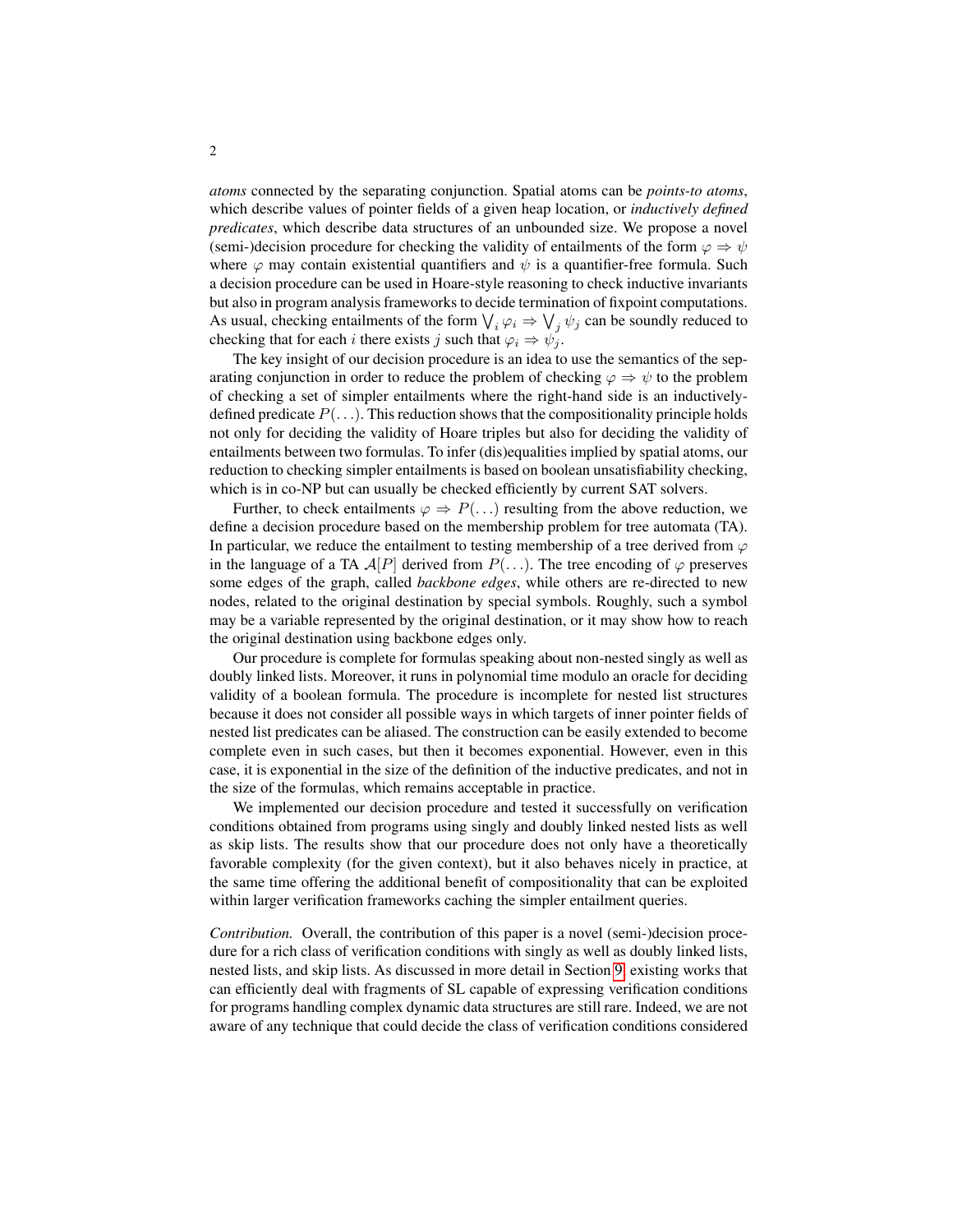*atoms* connected by the separating conjunction. Spatial atoms can be *points-to atoms*, which describe values of pointer fields of a given heap location, or *inductively defined predicates*, which describe data structures of an unbounded size. We propose a novel (semi-)decision procedure for checking the validity of entailments of the form $\varphi \Rightarrow \psi$ where $\varphi$ may contain existential quantifiers and $\psi$ is a quantifier-free formula. Such a decision procedure can be used in Hoare-style reasoning to check inductive invariants but also in program analysis frameworks to decide termination of fixpoint computations. As usual, checking entailments of the form $\bigvee_i \varphi_i \Rightarrow \bigvee_j \psi_j$ can be soundly reduced to checking that for each $i$ there exists $j$ such that $\varphi_i \Rightarrow \psi_j$.

The key insight of our decision procedure is an idea to use the semantics of the separating conjunction in order to reduce the problem of checking $\varphi \Rightarrow \psi$ to the problem of checking a set of simpler entailments where the right-hand side is an inductively-defined predicate $P(\ldots)$. This reduction shows that the compositionality principle holds not only for deciding the validity of Hoare triples but also for deciding the validity of entailments between two formulas. To infer (dis)equalities implied by spatial atoms, our reduction to checking simpler entailments is based on boolean unsatisfiability checking, which is in co-NP but can usually be checked efficiently by current SAT solvers.

Further, to check entailments $\varphi \Rightarrow P(\ldots)$ resulting from the above reduction, we define a decision procedure based on the membership problem for tree automata (TA). In particular, we reduce the entailment to testing membership of a tree derived from $\varphi$ in the language of a TA $\mathcal{A}[P]$ derived from $P(\ldots)$. The tree encoding of $\varphi$ preserves some edges of the graph, called *backbone edges*, while others are re-directed to new nodes, related to the original destination by special symbols. Roughly, such a symbol may be a variable represented by the original destination, or it may show how to reach the original destination using backbone edges only.

Our procedure is complete for formulas speaking about non-nested singly as well as doubly linked lists. Moreover, it runs in polynomial time modulo an oracle for deciding validity of a boolean formula. The procedure is incomplete for nested list structures because it does not consider all possible ways in which targets of inner pointer fields of nested list predicates can be aliased. The construction can be easily extended to become complete even in such cases, but then it becomes exponential. However, even in this case, it is exponential in the size of the definition of the inductive predicates, and not in the size of the formulas, which remains acceptable in practice.

We implemented our decision procedure and tested it successfully on verification conditions obtained from programs using singly and doubly linked nested lists as well as skip lists. The results show that our procedure does not only have a theoretically favorable complexity (for the given context), but it also behaves nicely in practice, at the same time offering the additional benefit of compositionality that can be exploited within larger verification frameworks caching the simpler entailment queries.

*Contribution.* Overall, the contribution of this paper is a novel (semi-)decision procedure for a rich class of verification conditions with singly as well as doubly linked lists, nested lists, and skip lists. As discussed in more detail in Section 9, existing works that can efficiently deal with fragments of SL capable of expressing verification conditions for programs handling complex dynamic data structures are still rare. Indeed, we are not aware of any technique that could decide the class of verification conditions considered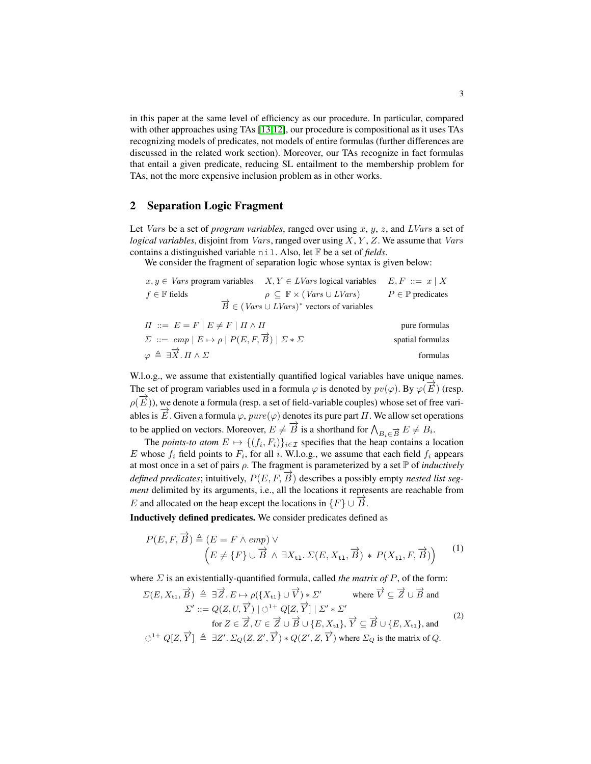in this paper at the same level of efficiency as our procedure. In particular, compared with other approaches using TAs [13,12], our procedure is compositional as it uses TAs recognizing models of predicates, not models of entire formulas (further differences are discussed in the related work section). Moreover, our TAs recognize in fact formulas that entail a given predicate, reducing SL entailment to the membership problem for TAs, not the more expensive inclusion problem as in other works.

## 2 Separation Logic Fragment

Let *Vars* be a set of *program variables*, ranged over using $x$, $y$, $z$, and *LVars* a set of *logical variables*, disjoint from *Vars*, ranged over using $X$, $Y$, $Z$. We assume that *Vars* contains a distinguished variable `nil`. Also, let $\mathbb{F}$ be a set of *fields*.

We consider the fragment of separation logic whose syntax is given below:

$x, y \in Vars$ program variables $\quad X, Y \in LVars$ logical variables $\quad E, F ::= x \mid X$

$f \in \mathbb{F}$ fields $\quad \rho \subseteq \mathbb{F} \times (Vars \cup LVars) \quad P \in \mathbb{P}$ predicates

$\overrightarrow{B} \in (Vars \cup LVars)^*$ vectors of variables

$$\Pi ::= E = F \mid E \neq F \mid \Pi \wedge \Pi \qquad \text{pure formulas}$$

$$\Sigma ::= emp \mid E \mapsto \rho \mid P(E, F, \overrightarrow{B}) \mid \Sigma * \Sigma \qquad \text{spatial formulas}$$

$$\varphi \triangleq \exists \overrightarrow{X}.\, \Pi \wedge \Sigma \qquad \text{formulas}$$

W.l.o.g., we assume that existentially quantified logical variables have unique names. The set of program variables used in a formula $\varphi$ is denoted by $pv(\varphi)$. By $\varphi(\overrightarrow{E})$ (resp. $\rho(\overrightarrow{E})$), we denote a formula (resp. a set of field-variable couples) whose set of free variables is $\overrightarrow{E}$. Given a formula $\varphi$, $pure(\varphi)$ denotes its pure part $\Pi$. We allow set operations to be applied on vectors. Moreover, $E \neq \overrightarrow{B}$ is a shorthand for $\bigwedge_{B_i \in \overrightarrow{B}} E \neq B_i$.

The *points-to atom* $E \mapsto \{(f_i, F_i)\}_{i \in \mathcal{I}}$ specifies that the heap contains a location $E$ whose $f_i$ field points to $F_i$, for all $i$. W.l.o.g., we assume that each field $f_i$ appears at most once in a set of pairs $\rho$. The fragment is parameterized by a set $\mathbb{P}$ of *inductively defined predicates*; intuitively, $P(E, F, \overrightarrow{B})$ describes a possibly empty *nested list segment* delimited by its arguments, i.e., all the locations it represents are reachable from $E$ and allocated on the heap except the locations in $\{F\} \cup \overrightarrow{B}$.

**Inductively defined predicates.** We consider predicates defined as

$$P(E, F, \overrightarrow{B}) \triangleq (E = F \wedge emp) \vee \Big(E \neq \{F\} \cup \overrightarrow{B} \wedge \exists X_{\mathtt{tl}}.\, \Sigma(E, X_{\mathtt{tl}}, \overrightarrow{B}) * P(X_{\mathtt{tl}}, F, \overrightarrow{B})\Big) \tag{1}$$

where $\Sigma$ is an existentially-quantified formula, called *the matrix of* $P$, of the form:

$$\begin{aligned}
\Sigma(E, X_{\mathtt{tl}}, \overrightarrow{B}) &\triangleq \exists \overrightarrow{Z}.\, E \mapsto \rho(\{X_{\mathtt{tl}}\} \cup \overrightarrow{V}) * \Sigma' \qquad \text{where } \overrightarrow{V} \subseteq \overrightarrow{Z} \cup \overrightarrow{B} \text{ and} \\
\Sigma' &::= Q(Z, U, \overrightarrow{Y}) \mid \circlearrowleft^{1+} Q[Z, \overrightarrow{Y}] \mid \Sigma' * \Sigma' \\
&\qquad \text{for } Z \in \overrightarrow{Z}, U \in \overrightarrow{Z} \cup \overrightarrow{B} \cup \{E, X_{\mathtt{tl}}\}, \overrightarrow{Y} \subseteq \overrightarrow{B} \cup \{E, X_{\mathtt{tl}}\}, \text{ and} \\
\circlearrowleft^{1+} Q[Z, \overrightarrow{Y}] &\triangleq \exists Z'.\, \Sigma_Q(Z, Z', \overrightarrow{Y}) * Q(Z', Z, \overrightarrow{Y}) \text{ where } \Sigma_Q \text{ is the matrix of } Q.
\end{aligned} \tag{2}$$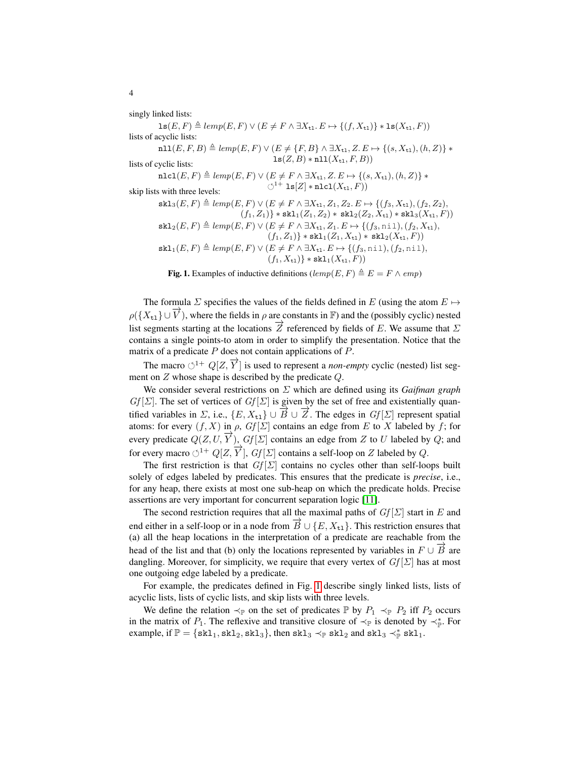singly linked lists:

$$\mathtt{ls}(E,F) \triangleq \mathit{lemp}(E,F) \vee (E \neq F \wedge \exists X_{\mathtt{tl}}.\, E \mapsto \{(f, X_{\mathtt{tl}})\} * \mathtt{ls}(X_{\mathtt{tl}}, F))$$

lists of acyclic lists:

$$\mathtt{nll}(E,F,B) \triangleq \mathit{lemp}(E,F) \vee (E \neq \{F,B\} \wedge \exists X_{\mathtt{tl}}, Z.\, E \mapsto \{(s, X_{\mathtt{tl}}), (h, Z)\} * \mathtt{ls}(Z, B) * \mathtt{nll}(X_{\mathtt{tl}}, F, B))$$

lists of cyclic lists:

$$\mathtt{nlcl}(E,F) \triangleq \mathit{lemp}(E,F) \vee (E \neq F \wedge \exists X_{\mathtt{tl}}, Z.\, E \mapsto \{(s, X_{\mathtt{tl}}), (h, Z)\} * \circlearrowleft^{1+} \mathtt{ls}[Z] * \mathtt{nlcl}(X_{\mathtt{tl}}, F))$$

skip lists with three levels:

$$\mathtt{skl}_3(E,F) \triangleq \mathit{lemp}(E,F) \vee (E \neq F \wedge \exists X_{\mathtt{tl}}, Z_1, Z_2.\, E \mapsto \{(f_3, X_{\mathtt{tl}}), (f_2, Z_2), (f_1, Z_1)\} * \mathtt{skl}_1(Z_1, Z_2) * \mathtt{skl}_2(Z_2, X_{\mathtt{tl}}) * \mathtt{skl}_3(X_{\mathtt{tl}}, F))$$

$$\mathtt{skl}_2(E,F) \triangleq \mathit{lemp}(E,F) \vee (E \neq F \wedge \exists X_{\mathtt{tl}}, Z_1.\, E \mapsto \{(f_3, \mathtt{nil}), (f_2, X_{\mathtt{tl}}), (f_1, Z_1)\} * \mathtt{skl}_1(Z_1, X_{\mathtt{tl}}) * \mathtt{skl}_2(X_{\mathtt{tl}}, F))$$

$$\mathtt{skl}_1(E,F) \triangleq \mathit{lemp}(E,F) \vee (E \neq F \wedge \exists X_{\mathtt{tl}}.\, E \mapsto \{(f_3, \mathtt{nil}), (f_2, \mathtt{nil}), (f_1, X_{\mathtt{tl}})\} * \mathtt{skl}_1(X_{\mathtt{tl}}, F))$$

**Fig. 1.** Examples of inductive definitions ($\mathit{lemp}(E,F) \triangleq E = F \wedge \mathit{emp}$)

The formula $\Sigma$ specifies the values of the fields defined in $E$ (using the atom $E \mapsto \rho(\{X_{\mathtt{tl}}\} \cup \overrightarrow{V})$, where the fields in $\rho$ are constants in $\mathbb{F}$) and the (possibly cyclic) nested list segments starting at the locations $\overrightarrow{Z}$ referenced by fields of $E$. We assume that $\Sigma$ contains a single points-to atom in order to simplify the presentation. Notice that the matrix of a predicate $P$ does not contain applications of $P$.

The macro $\circlearrowleft^{1+} Q[Z, \overrightarrow{Y}]$ is used to represent a *non-empty* cyclic (nested) list segment on $Z$ whose shape is described by the predicate $Q$.

We consider several restrictions on $\Sigma$ which are defined using its *Gaifman graph* $Gf[\Sigma]$. The set of vertices of $Gf[\Sigma]$ is given by the set of free and existentially quantified variables in $\Sigma$, i.e., $\{E, X_{\mathtt{tl}}\} \cup \overrightarrow{B} \cup \overrightarrow{Z}$. The edges in $Gf[\Sigma]$ represent spatial atoms: for every $(f, X)$ in $\rho$, $Gf[\Sigma]$ contains an edge from $E$ to $X$ labeled by $f$; for every predicate $Q(Z, U, \overrightarrow{Y})$, $Gf[\Sigma]$ contains an edge from $Z$ to $U$ labeled by $Q$; and for every macro $\circlearrowleft^{1+} Q[Z, \overrightarrow{Y}]$, $Gf[\Sigma]$ contains a self-loop on $Z$ labeled by $Q$.

The first restriction is that $Gf[\Sigma]$ contains no cycles other than self-loops built solely of edges labeled by predicates. This ensures that the predicate is *precise*, i.e., for any heap, there exists at most one sub-heap on which the predicate holds. Precise assertions are very important for concurrent separation logic [11].

The second restriction requires that all the maximal paths of $Gf[\Sigma]$ start in $E$ and end either in a self-loop or in a node from $\overrightarrow{B} \cup \{E, X_{\mathtt{tl}}\}$. This restriction ensures that (a) all the heap locations in the interpretation of a predicate are reachable from the head of the list and that (b) only the locations represented by variables in $F \cup \overrightarrow{B}$ are dangling. Moreover, for simplicity, we require that every vertex of $Gf[\Sigma]$ has at most one outgoing edge labeled by a predicate.

For example, the predicates defined in Fig. 1 describe singly linked lists, lists of acyclic lists, lists of cyclic lists, and skip lists with three levels.

We define the relation $\prec_{\mathbb{P}}$ on the set of predicates $\mathbb{P}$ by $P_1 \prec_{\mathbb{P}} P_2$ iff $P_2$ occurs in the matrix of $P_1$. The reflexive and transitive closure of $\prec_{\mathbb{P}}$ is denoted by $\prec^*_{\mathbb{P}}$. For example, if $\mathbb{P} = \{\mathtt{skl}_1, \mathtt{skl}_2, \mathtt{skl}_3\}$, then $\mathtt{skl}_3 \prec_{\mathbb{P}} \mathtt{skl}_2$ and $\mathtt{skl}_3 \prec^*_{\mathbb{P}} \mathtt{skl}_1$.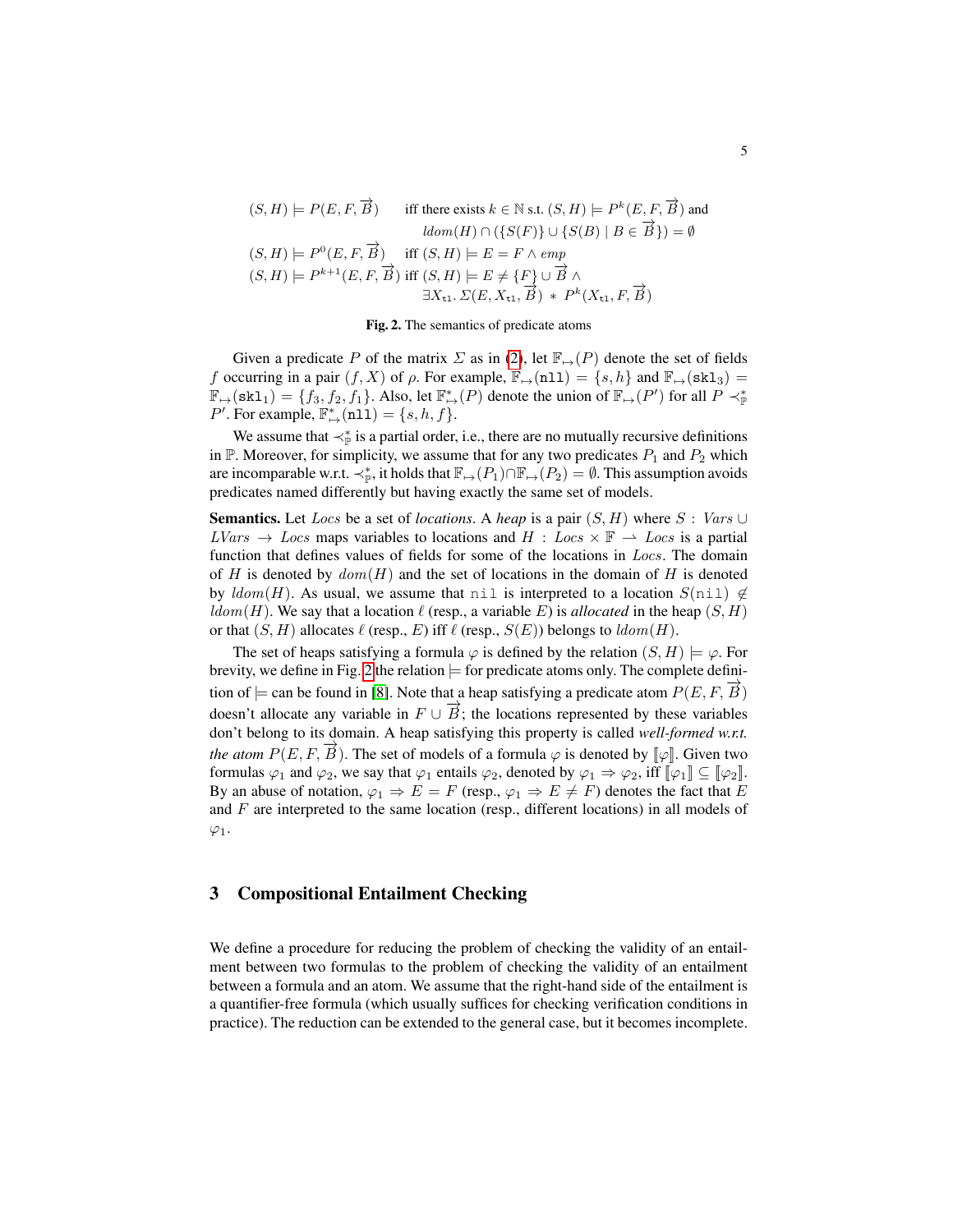$$
\begin{array}{lll}
(S,H) \models P(E,F,\overrightarrow{B}) & \text{iff there exists } k \in \mathbb{N} \text{ s.t. } (S,H) \models P^k(E,F,\overrightarrow{B}) \text{ and} \\
& \quad ldom(H) \cap (\{S(F)\} \cup \{S(B) \mid B \in \overrightarrow{B}\}) = \emptyset \\
(S,H) \models P^0(E,F,\overrightarrow{B}) & \text{iff } (S,H) \models E = F \land emp \\
(S,H) \models P^{k+1}(E,F,\overrightarrow{B}) & \text{iff } (S,H) \models E \neq \{F\} \cup \overrightarrow{B} \land \\
& \quad \exists X_{\texttt{tl}}.\, \Sigma(E, X_{\texttt{tl}}, \overrightarrow{B}) \,*\, P^k(X_{\texttt{tl}}, F, \overrightarrow{B})
\end{array}
$$

**Fig. 2.** The semantics of predicate atoms

Given a predicate $P$ of the matrix $\Sigma$ as in (2), let $\mathbb{F}_{\mapsto}(P)$ denote the set of fields $f$ occurring in a pair $(f, X)$ of $\rho$. For example, $\mathbb{F}_{\mapsto}(\texttt{nll}) = \{s, h\}$ and $\mathbb{F}_{\mapsto}(\texttt{skl}_3) = \mathbb{F}_{\mapsto}(\texttt{skl}_1) = \{f_3, f_2, f_1\}$. Also, let $\mathbb{F}^*_{\mapsto}(P)$ denote the union of $\mathbb{F}_{\mapsto}(P')$ for all $P \prec^*_{\mathbb{P}} P'$. For example, $\mathbb{F}^*_{\mapsto}(\texttt{nll}) = \{s, h, f\}$.

We assume that $\prec^*_{\mathbb{P}}$ is a partial order, i.e., there are no mutually recursive definitions in $\mathbb{P}$. Moreover, for simplicity, we assume that for any two predicates $P_1$ and $P_2$ which are incomparable w.r.t. $\prec^*_{\mathbb{P}}$, it holds that $\mathbb{F}_{\mapsto}(P_1) \cap \mathbb{F}_{\mapsto}(P_2) = \emptyset$. This assumption avoids predicates named differently but having exactly the same set of models.

**Semantics.** Let *Locs* be a set of *locations*. A *heap* is a pair $(S, H)$ where $S : \mathit{Vars} \cup \mathit{LVars} \to \mathit{Locs}$ maps variables to locations and $H : \mathit{Locs} \times \mathbb{F} \rightharpoonup \mathit{Locs}$ is a partial function that defines values of fields for some of the locations in *Locs*. The domain of $H$ is denoted by $dom(H)$ and the set of locations in the domain of $H$ is denoted by $ldom(H)$. As usual, we assume that $\texttt{nil}$ is interpreted to a location $S(\texttt{nil}) \notin ldom(H)$. We say that a location $\ell$ (resp., a variable $E$) is *allocated* in the heap $(S, H)$ or that $(S, H)$ allocates $\ell$ (resp., $E$) iff $\ell$ (resp., $S(E)$) belongs to $ldom(H)$.

The set of heaps satisfying a formula $\varphi$ is defined by the relation $(S, H) \models \varphi$. For brevity, we define in Fig. 2 the relation $\models$ for predicate atoms only. The complete definition of $\models$ can be found in [8]. Note that a heap satisfying a predicate atom $P(E, F, \overrightarrow{B})$ doesn't allocate any variable in $F \cup \overrightarrow{B}$; the locations represented by these variables don't belong to its domain. A heap satisfying this property is called *well-formed w.r.t. the atom* $P(E, F, \overrightarrow{B})$. The set of models of a formula $\varphi$ is denoted by $[\![\varphi]\!]$. Given two formulas $\varphi_1$ and $\varphi_2$, we say that $\varphi_1$ entails $\varphi_2$, denoted by $\varphi_1 \Rightarrow \varphi_2$, iff $[\![\varphi_1]\!] \subseteq [\![\varphi_2]\!]$. By an abuse of notation, $\varphi_1 \Rightarrow E = F$ (resp., $\varphi_1 \Rightarrow E \neq F$) denotes the fact that $E$ and $F$ are interpreted to the same location (resp., different locations) in all models of $\varphi_1$.

## 3 Compositional Entailment Checking

We define a procedure for reducing the problem of checking the validity of an entailment between two formulas to the problem of checking the validity of an entailment between a formula and an atom. We assume that the right-hand side of the entailment is a quantifier-free formula (which usually suffices for checking verification conditions in practice). The reduction can be extended to the general case, but it becomes incomplete.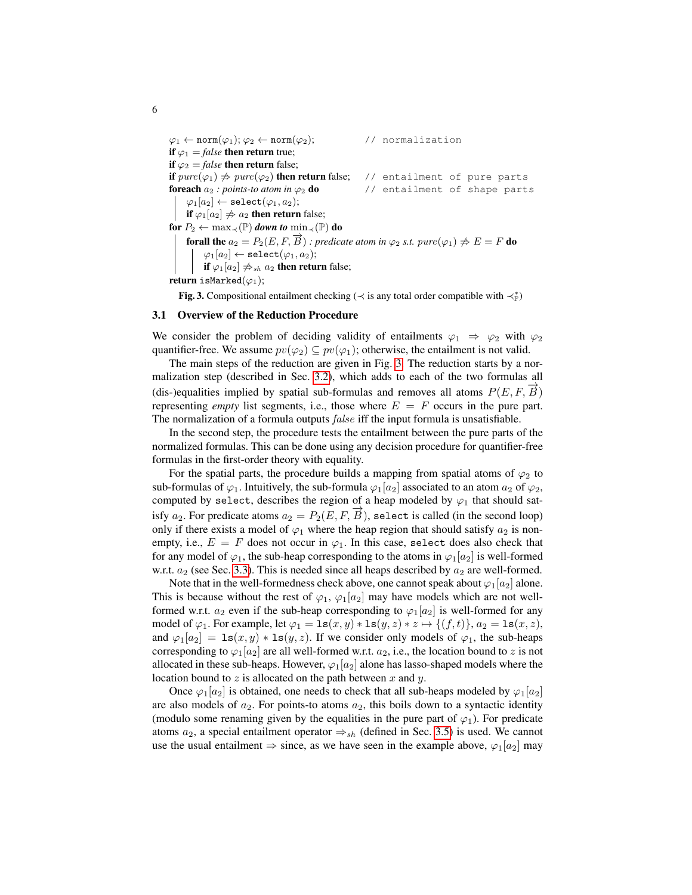```
φ1 ← norm(φ1); φ2 ← norm(φ2);             // normalization
if φ1 = false then return true;
if φ2 = false then return false;
if pure(φ1) ⇏ pure(φ2) then return false;  // entailment of pure parts
foreach a2 : points-to atom in φ2 do        // entailment of shape parts
    φ1[a2] ← select(φ1, a2);
    if φ1[a2] ⇏ a2 then return false;
for P2 ← max≺(ℙ) down to min≺(ℙ) do
    forall the a2 = P2(E, F, B⃗) : predicate atom in φ2 s.t. pure(φ1) ⇏ E = F do
        φ1[a2] ← select(φ1, a2);
        if φ1[a2] ⇏sh a2 then return false;
return isMarked(φ1);
```

**Fig. 3.** Compositional entailment checking ($\prec$ is any total order compatible with $\prec^*_{\mathbb{P}}$)

### 3.1 Overview of the Reduction Procedure

We consider the problem of deciding validity of entailments $\varphi_1 \Rightarrow \varphi_2$ with $\varphi_2$ quantifier-free. We assume $pv(\varphi_2) \subseteq pv(\varphi_1)$; otherwise, the entailment is not valid.

The main steps of the reduction are given in Fig. 3. The reduction starts by a normalization step (described in Sec. 3.2), which adds to each of the two formulas all (dis-)equalities implied by spatial sub-formulas and removes all atoms $P(E, F, \overrightarrow{B})$ representing *empty* list segments, i.e., those where $E = F$ occurs in the pure part. The normalization of a formula outputs *false* iff the input formula is unsatisfiable.

In the second step, the procedure tests the entailment between the pure parts of the normalized formulas. This can be done using any decision procedure for quantifier-free formulas in the first-order theory with equality.

For the spatial parts, the procedure builds a mapping from spatial atoms of $\varphi_2$ to sub-formulas of $\varphi_1$. Intuitively, the sub-formula $\varphi_1[a_2]$ associated to an atom $a_2$ of $\varphi_2$, computed by select, describes the region of a heap modeled by $\varphi_1$ that should satisfy $a_2$. For predicate atoms $a_2 = P_2(E, F, \overrightarrow{B})$, select is called (in the second loop) only if there exists a model of $\varphi_1$ where the heap region that should satisfy $a_2$ is non-empty, i.e., $E = F$ does not occur in $\varphi_1$. In this case, select does also check that for any model of $\varphi_1$, the sub-heap corresponding to the atoms in $\varphi_1[a_2]$ is well-formed w.r.t. $a_2$ (see Sec. 3.3). This is needed since all heaps described by $a_2$ are well-formed.

Note that in the well-formedness check above, one cannot speak about $\varphi_1[a_2]$ alone. This is because without the rest of $\varphi_1$, $\varphi_1[a_2]$ may have models which are not well-formed w.r.t. $a_2$ even if the sub-heap corresponding to $\varphi_1[a_2]$ is well-formed for any model of $\varphi_1$. For example, let $\varphi_1 = \texttt{ls}(x, y) * \texttt{ls}(y, z) * z \mapsto \{(f, t)\}$, $a_2 = \texttt{ls}(x, z)$, and $\varphi_1[a_2] = \texttt{ls}(x, y) * \texttt{ls}(y, z)$. If we consider only models of $\varphi_1$, the sub-heaps corresponding to $\varphi_1[a_2]$ are all well-formed w.r.t. $a_2$, i.e., the location bound to $z$ is not allocated in these sub-heaps. However, $\varphi_1[a_2]$ alone has lasso-shaped models where the location bound to $z$ is allocated on the path between $x$ and $y$.

Once $\varphi_1[a_2]$ is obtained, one needs to check that all sub-heaps modeled by $\varphi_1[a_2]$ are also models of $a_2$. For points-to atoms $a_2$, this boils down to a syntactic identity (modulo some renaming given by the equalities in the pure part of $\varphi_1$). For predicate atoms $a_2$, a special entailment operator $\Rightarrow_{sh}$ (defined in Sec. 3.5) is used. We cannot use the usual entailment $\Rightarrow$ since, as we have seen in the example above, $\varphi_1[a_2]$ may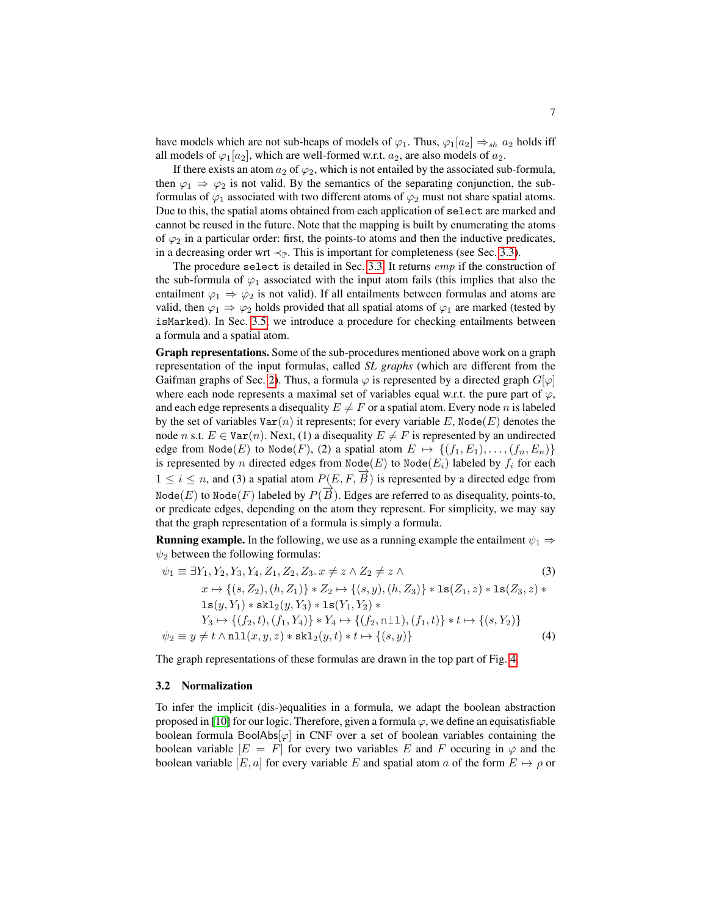have models which are not sub-heaps of models of $\varphi_1$. Thus, $\varphi_1[a_2] \Rightarrow_{sh} a_2$ holds iff all models of $\varphi_1[a_2]$, which are well-formed w.r.t. $a_2$, are also models of $a_2$.

If there exists an atom $a_2$ of $\varphi_2$, which is not entailed by the associated sub-formula, then $\varphi_1 \Rightarrow \varphi_2$ is not valid. By the semantics of the separating conjunction, the sub-formulas of $\varphi_1$ associated with two different atoms of $\varphi_2$ must not share spatial atoms. Due to this, the spatial atoms obtained from each application of `select` are marked and cannot be reused in the future. Note that the mapping is built by enumerating the atoms of $\varphi_2$ in a particular order: first, the points-to atoms and then the inductive predicates, in a decreasing order wrt $\prec_{\mathbb{P}}$. This is important for completeness (see Sec. 3.3).

The procedure `select` is detailed in Sec. 3.3. It returns $emp$ if the construction of the sub-formula of $\varphi_1$ associated with the input atom fails (this implies that also the entailment $\varphi_1 \Rightarrow \varphi_2$ is not valid). If all entailments between formulas and atoms are valid, then $\varphi_1 \Rightarrow \varphi_2$ holds provided that all spatial atoms of $\varphi_1$ are marked (tested by `isMarked`). In Sec. 3.5, we introduce a procedure for checking entailments between a formula and a spatial atom.

**Graph representations.** Some of the sub-procedures mentioned above work on a graph representation of the input formulas, called *SL graphs* (which are different from the Gaifman graphs of Sec. 2). Thus, a formula $\varphi$ is represented by a directed graph $G[\varphi]$ where each node represents a maximal set of variables equal w.r.t. the pure part of $\varphi$, and each edge represents a disequality $E \neq F$ or a spatial atom. Every node $n$ is labeled by the set of variables $\mathtt{Var}(n)$ it represents; for every variable $E$, $\mathtt{Node}(E)$ denotes the node $n$ s.t. $E \in \mathtt{Var}(n)$. Next, (1) a disequality $E \neq F$ is represented by an undirected edge from $\mathtt{Node}(E)$ to $\mathtt{Node}(F)$, (2) a spatial atom $E \mapsto \{(f_1, E_1), \ldots, (f_n, E_n)\}$ is represented by $n$ directed edges from $\mathtt{Node}(E)$ to $\mathtt{Node}(E_i)$ labeled by $f_i$ for each $1 \leq i \leq n$, and (3) a spatial atom $P(E, F, \overrightarrow{B})$ is represented by a directed edge from $\mathtt{Node}(E)$ to $\mathtt{Node}(F)$ labeled by $P(\overrightarrow{B})$. Edges are referred to as disequality, points-to, or predicate edges, depending on the atom they represent. For simplicity, we may say that the graph representation of a formula is simply a formula.

**Running example.** In the following, we use as a running example the entailment $\psi_1 \Rightarrow \psi_2$ between the following formulas:

$$\begin{aligned}
\psi_1 \equiv\ & \exists Y_1, Y_2, Y_3, Y_4, Z_1, Z_2, Z_3.\ x \neq z \wedge Z_2 \neq z \wedge & (3)\\
& x \mapsto \{(s, Z_2), (h, Z_1)\} * Z_2 \mapsto \{(s, y), (h, Z_3)\} * \mathtt{ls}(Z_1, z) * \mathtt{ls}(Z_3, z) * \\
& \mathtt{ls}(y, Y_1) * \mathtt{skl}_2(y, Y_3) * \mathtt{ls}(Y_1, Y_2) * \\
& Y_3 \mapsto \{(f_2, t), (f_1, Y_4)\} * Y_4 \mapsto \{(f_2, \mathtt{nil}), (f_1, t)\} * t \mapsto \{(s, Y_2)\} \\
\psi_2 \equiv\ & y \neq t \wedge \mathtt{nll}(x, y, z) * \mathtt{skl}_2(y, t) * t \mapsto \{(s, y)\} & (4)
\end{aligned}$$

The graph representations of these formulas are drawn in the top part of Fig. 4.

### 3.2 Normalization

To infer the implicit (dis-)equalities in a formula, we adapt the boolean abstraction proposed in [10] for our logic. Therefore, given a formula $\varphi$, we define an equisatisfiable boolean formula $\mathsf{BoolAbs}[\varphi]$ in CNF over a set of boolean variables containing the boolean variable $[E = F]$ for every two variables $E$ and $F$ occuring in $\varphi$ and the boolean variable $[E, a]$ for every variable $E$ and spatial atom $a$ of the form $E \mapsto \rho$ or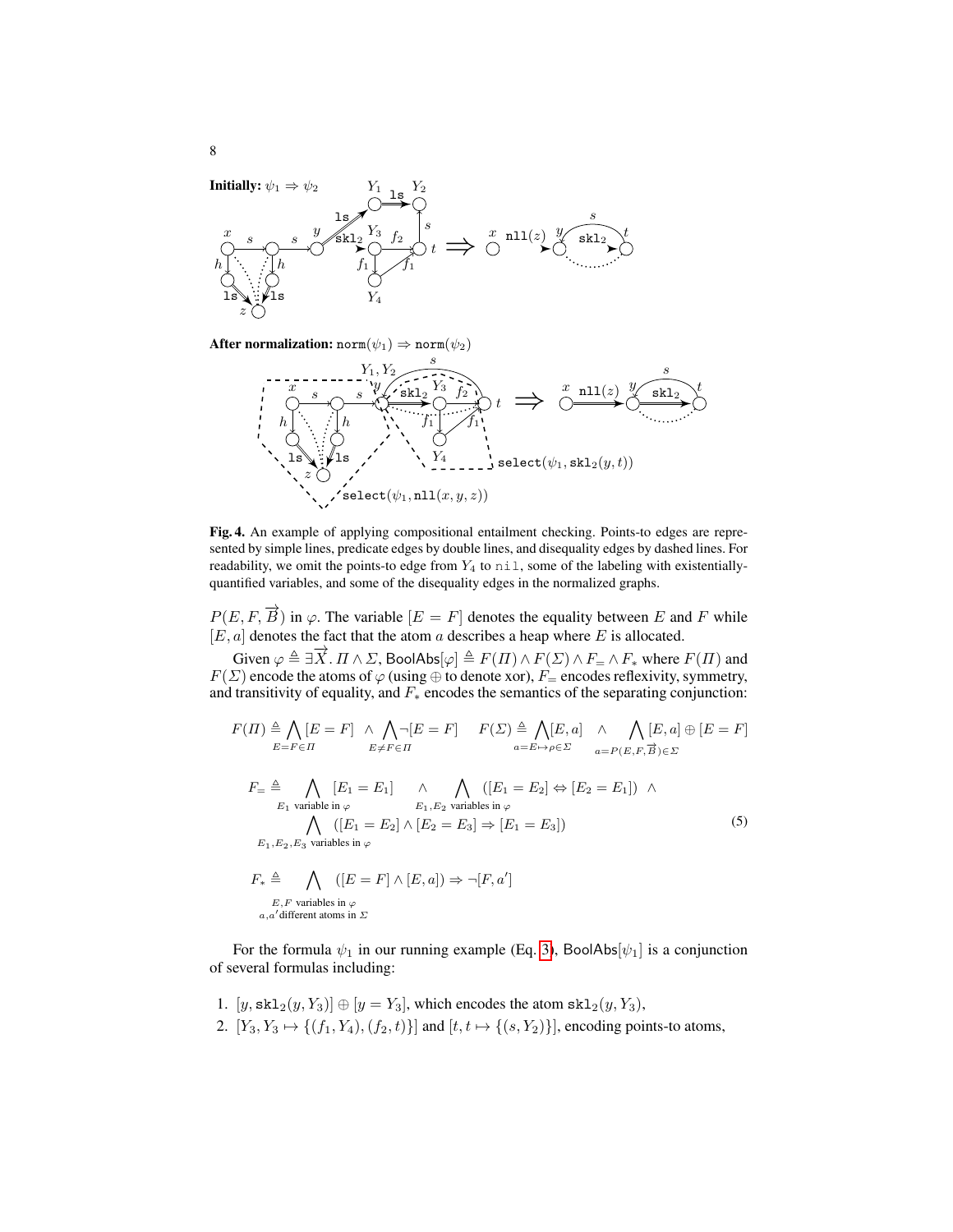**Initially:** $\psi_1 \Rightarrow \psi_2$

**After normalization:** $\mathtt{norm}(\psi_1) \Rightarrow \mathtt{norm}(\psi_2)$

$\mathtt{select}(\psi_1, \mathtt{skl}_2(y,t))$

$\mathtt{select}(\psi_1, \mathtt{nll}(x,y,z))$

**Fig. 4.** An example of applying compositional entailment checking. Points-to edges are represented by simple lines, predicate edges by double lines, and disequality edges by dashed lines. For readability, we omit the points-to edge from $Y_4$ to $\mathtt{nil}$, some of the labeling with existentially-quantified variables, and some of the disequality edges in the normalized graphs.

$P(E, F, \overrightarrow{B})$ in $\varphi$. The variable $[E = F]$ denotes the equality between $E$ and $F$ while $[E, a]$ denotes the fact that the atom $a$ describes a heap where $E$ is allocated.

Given $\varphi \triangleq \exists \overrightarrow{X}.\, \Pi \wedge \Sigma$, $\mathsf{BoolAbs}[\varphi] \triangleq F(\Pi) \wedge F(\Sigma) \wedge F_= \wedge F_*$ where $F(\Pi)$ and $F(\Sigma)$ encode the atoms of $\varphi$ (using $\oplus$ to denote xor), $F_=$ encodes reflexivity, symmetry, and transitivity of equality, and $F_*$ encodes the semantics of the separating conjunction:

$$
F(\Pi) \triangleq \bigwedge_{E=F \in \Pi} [E = F] \;\; \wedge \bigwedge_{E \neq F \in \Pi} \neg [E = F] \qquad F(\Sigma) \triangleq \bigwedge_{a = E \mapsto \rho \in \Sigma} [E, a] \;\; \wedge \bigwedge_{a = P(E,F,\overrightarrow{B}) \in \Sigma} [E, a] \oplus [E = F]
$$

$$
\begin{aligned}
F_= \triangleq & \bigwedge_{E_1 \text{ variable in } \varphi} [E_1 = E_1] \quad \wedge \bigwedge_{E_1, E_2 \text{ variables in } \varphi} ([E_1 = E_2] \Leftrightarrow [E_2 = E_1]) \;\; \wedge \\
& \bigwedge_{E_1, E_2, E_3 \text{ variables in } \varphi} ([E_1 = E_2] \wedge [E_2 = E_3] \Rightarrow [E_1 = E_3])
\end{aligned} \tag{5}
$$

$$
F_* \triangleq \bigwedge_{\substack{E, F \text{ variables in } \varphi \\ a, a' \text{ different atoms in } \Sigma}} ([E = F] \wedge [E, a]) \Rightarrow \neg [F, a']
$$

For the formula $\psi_1$ in our running example (Eq. 3), $\mathsf{BoolAbs}[\psi_1]$ is a conjunction of several formulas including:

1. $[y, \mathtt{skl}_2(y, Y_3)] \oplus [y = Y_3]$, which encodes the atom $\mathtt{skl}_2(y, Y_3)$,
2. $[Y_3, Y_3 \mapsto \{(f_1, Y_4), (f_2, t)\}]$ and $[t, t \mapsto \{(s, Y_2)\}]$, encoding points-to atoms,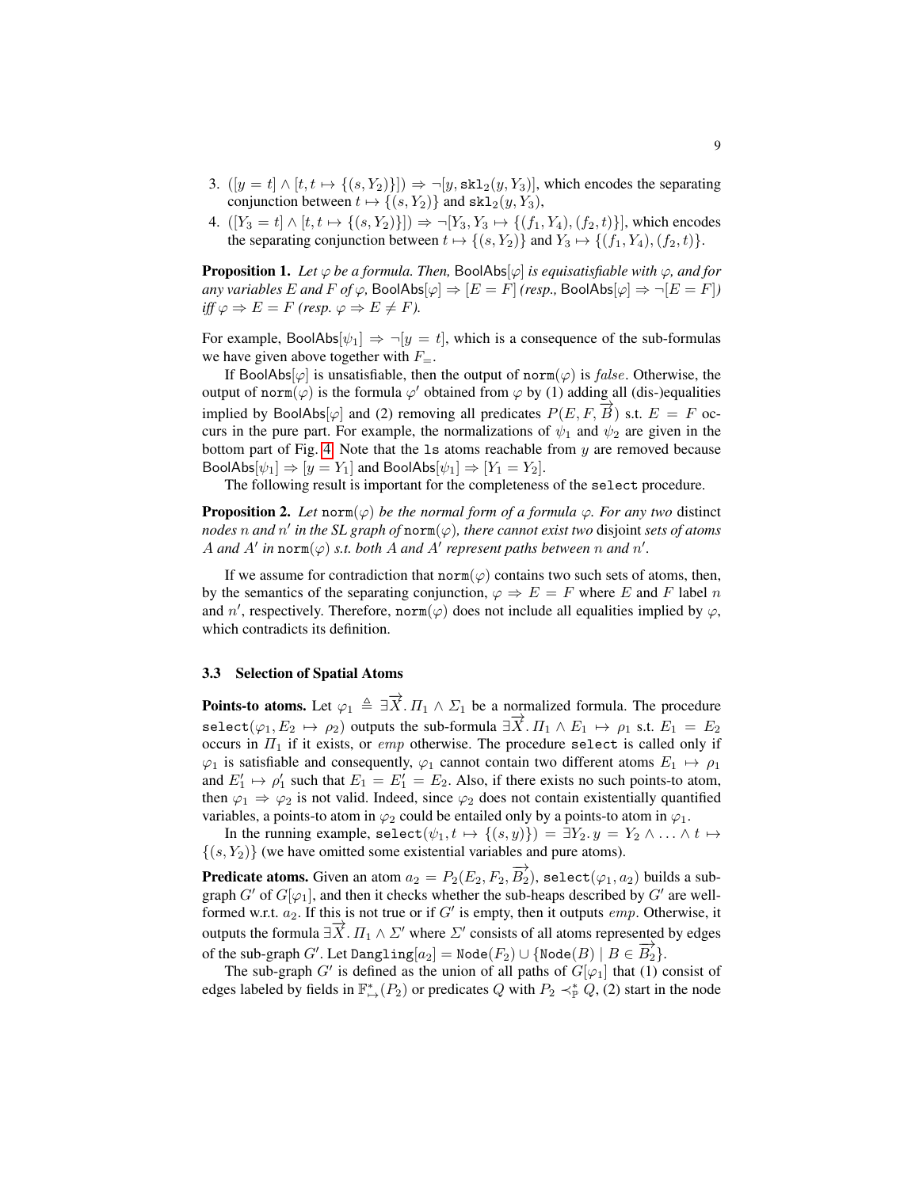3. $([y = t] \wedge [t, t \mapsto \{(s, Y_2)\}]) \Rightarrow \neg[y, \mathtt{skl}_2(y, Y_3)]$, which encodes the separating conjunction between $t \mapsto \{(s, Y_2)\}$ and $\mathtt{skl}_2(y, Y_3)$,
4. $([Y_3 = t] \wedge [t, t \mapsto \{(s, Y_2)\}]) \Rightarrow \neg[Y_3, Y_3 \mapsto \{(f_1, Y_4), (f_2, t)\}]$, which encodes the separating conjunction between $t \mapsto \{(s, Y_2)\}$ and $Y_3 \mapsto \{(f_1, Y_4), (f_2, t)\}$.

**Proposition 1.** *Let $\varphi$ be a formula. Then,* $\mathsf{BoolAbs}[\varphi]$ *is equisatisfiable with $\varphi$, and for any variables $E$ and $F$ of $\varphi$,* $\mathsf{BoolAbs}[\varphi] \Rightarrow [E = F]$ *(resp.,* $\mathsf{BoolAbs}[\varphi] \Rightarrow \neg[E = F]$*) iff $\varphi \Rightarrow E = F$ (resp. $\varphi \Rightarrow E \neq F$).*

For example, $\mathsf{BoolAbs}[\psi_1] \Rightarrow \neg[y = t]$, which is a consequence of the sub-formulas we have given above together with $F_=$.

If $\mathsf{BoolAbs}[\varphi]$ is unsatisfiable, then the output of $\mathtt{norm}(\varphi)$ is *false*. Otherwise, the output of $\mathtt{norm}(\varphi)$ is the formula $\varphi'$ obtained from $\varphi$ by (1) adding all (dis-)equalities implied by $\mathsf{BoolAbs}[\varphi]$ and (2) removing all predicates $P(E, F, \overrightarrow{B})$ s.t. $E = F$ occurs in the pure part. For example, the normalizations of $\psi_1$ and $\psi_2$ are given in the bottom part of Fig. 4. Note that the `ls` atoms reachable from $y$ are removed because $\mathsf{BoolAbs}[\psi_1] \Rightarrow [y = Y_1]$ and $\mathsf{BoolAbs}[\psi_1] \Rightarrow [Y_1 = Y_2]$.

The following result is important for the completeness of the `select` procedure.

**Proposition 2.** *Let $\mathtt{norm}(\varphi)$ be the normal form of a formula $\varphi$. For any two* distinct *nodes $n$ and $n'$ in the SL graph of $\mathtt{norm}(\varphi)$, there cannot exist two* disjoint *sets of atoms $A$ and $A'$ in $\mathtt{norm}(\varphi)$ s.t. both $A$ and $A'$ represent paths between $n$ and $n'$.*

If we assume for contradiction that $\mathtt{norm}(\varphi)$ contains two such sets of atoms, then, by the semantics of the separating conjunction, $\varphi \Rightarrow E = F$ where $E$ and $F$ label $n$ and $n'$, respectively. Therefore, $\mathtt{norm}(\varphi)$ does not include all equalities implied by $\varphi$, which contradicts its definition.

### 3.3 Selection of Spatial Atoms

**Points-to atoms.** Let $\varphi_1 \triangleq \exists \overrightarrow{X}.\, \Pi_1 \wedge \Sigma_1$ be a normalized formula. The procedure $\mathtt{select}(\varphi_1, E_2 \mapsto \rho_2)$ outputs the sub-formula $\exists \overrightarrow{X}.\, \Pi_1 \wedge E_1 \mapsto \rho_1$ s.t. $E_1 = E_2$ occurs in $\Pi_1$ if it exists, or *emp* otherwise. The procedure `select` is called only if $\varphi_1$ is satisfiable and consequently, $\varphi_1$ cannot contain two different atoms $E_1 \mapsto \rho_1$ and $E_1' \mapsto \rho_1'$ such that $E_1 = E_1' = E_2$. Also, if there exists no such points-to atom, then $\varphi_1 \Rightarrow \varphi_2$ is not valid. Indeed, since $\varphi_2$ does not contain existentially quantified variables, a points-to atom in $\varphi_2$ could be entailed only by a points-to atom in $\varphi_1$.

In the running example, $\mathtt{select}(\psi_1, t \mapsto \{(s, y)\}) = \exists Y_2.\, y = Y_2 \wedge \ldots \wedge t \mapsto \{(s, Y_2)\}$ (we have omitted some existential variables and pure atoms).

**Predicate atoms.** Given an atom $a_2 = P_2(E_2, F_2, \overrightarrow{B_2})$, $\mathtt{select}(\varphi_1, a_2)$ builds a sub-graph $G'$ of $G[\varphi_1]$, and then it checks whether the sub-heaps described by $G'$ are well-formed w.r.t. $a_2$. If this is not true or if $G'$ is empty, then it outputs *emp*. Otherwise, it outputs the formula $\exists \overrightarrow{X}.\, \Pi_1 \wedge \Sigma'$ where $\Sigma'$ consists of all atoms represented by edges of the sub-graph $G'$. Let $\mathtt{Dangling}[a_2] = \mathtt{Node}(F_2) \cup \{\mathtt{Node}(B) \mid B \in \overrightarrow{B_2}\}$.

The sub-graph $G'$ is defined as the union of all paths of $G[\varphi_1]$ that (1) consist of edges labeled by fields in $\mathbb{F}^*_{\mapsto}(P_2)$ or predicates $Q$ with $P_2 \prec^*_{\mathbb{P}} Q$, (2) start in the node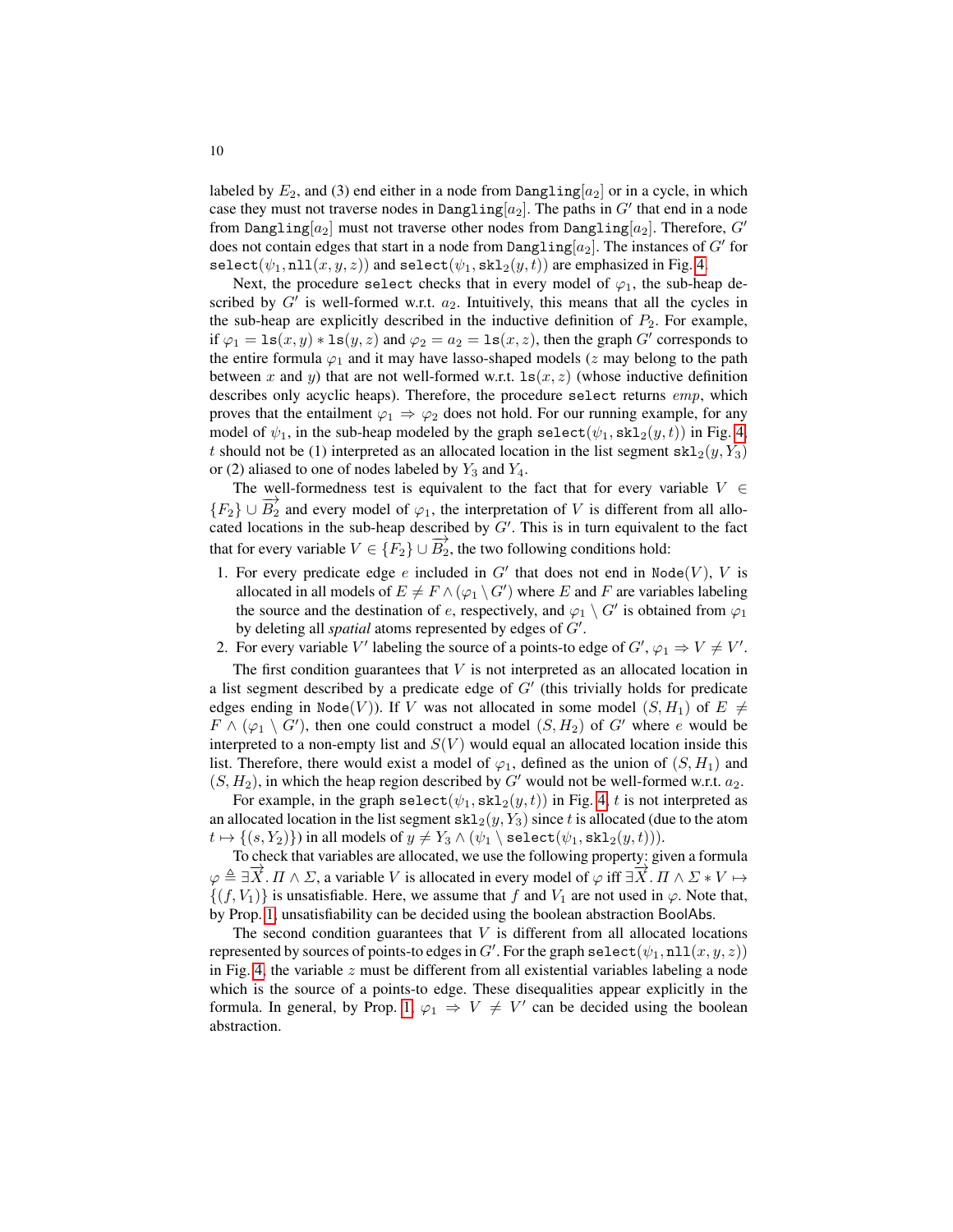labeled by $E_2$, and (3) end either in a node from $\mathtt{Dangling}[a_2]$ or in a cycle, in which case they must not traverse nodes in $\mathtt{Dangling}[a_2]$. The paths in $G'$ that end in a node from $\mathtt{Dangling}[a_2]$ must not traverse other nodes from $\mathtt{Dangling}[a_2]$. Therefore, $G'$ does not contain edges that start in a node from $\mathtt{Dangling}[a_2]$. The instances of $G'$ for $\mathtt{select}(\psi_1, \mathtt{nll}(x, y, z))$ and $\mathtt{select}(\psi_1, \mathtt{skl}_2(y, t))$ are emphasized in Fig. 4.

Next, the procedure $\mathtt{select}$ checks that in every model of $\varphi_1$, the sub-heap described by $G'$ is well-formed w.r.t. $a_2$. Intuitively, this means that all the cycles in the sub-heap are explicitly described in the inductive definition of $P_2$. For example, if $\varphi_1 = \mathtt{ls}(x, y) * \mathtt{ls}(y, z)$ and $\varphi_2 = a_2 = \mathtt{ls}(x, z)$, then the graph $G'$ corresponds to the entire formula $\varphi_1$ and it may have lasso-shaped models ($z$ may belong to the path between $x$ and $y$) that are not well-formed w.r.t. $\mathtt{ls}(x, z)$ (whose inductive definition describes only acyclic heaps). Therefore, the procedure $\mathtt{select}$ returns *emp*, which proves that the entailment $\varphi_1 \Rightarrow \varphi_2$ does not hold. For our running example, for any model of $\psi_1$, in the sub-heap modeled by the graph $\mathtt{select}(\psi_1, \mathtt{skl}_2(y, t))$ in Fig. 4, $t$ should not be (1) interpreted as an allocated location in the list segment $\mathtt{skl}_2(y, Y_3)$ or (2) aliased to one of nodes labeled by $Y_3$ and $Y_4$.

The well-formedness test is equivalent to the fact that for every variable $V \in \{F_2\} \cup \overrightarrow{B_2}$ and every model of $\varphi_1$, the interpretation of $V$ is different from all allocated locations in the sub-heap described by $G'$. This is in turn equivalent to the fact that for every variable $V \in \{F_2\} \cup \overrightarrow{B_2}$, the two following conditions hold:

1. For every predicate edge $e$ included in $G'$ that does not end in $\mathtt{Node}(V)$, $V$ is allocated in all models of $E \neq F \wedge (\varphi_1 \setminus G')$ where $E$ and $F$ are variables labeling the source and the destination of $e$, respectively, and $\varphi_1 \setminus G'$ is obtained from $\varphi_1$ by deleting all *spatial* atoms represented by edges of $G'$.
2. For every variable $V'$ labeling the source of a points-to edge of $G'$, $\varphi_1 \Rightarrow V \neq V'$.

The first condition guarantees that $V$ is not interpreted as an allocated location in a list segment described by a predicate edge of $G'$ (this trivially holds for predicate edges ending in $\mathtt{Node}(V)$). If $V$ was not allocated in some model $(S, H_1)$ of $E \neq F \wedge (\varphi_1 \setminus G')$, then one could construct a model $(S, H_2)$ of $G'$ where $e$ would be interpreted to a non-empty list and $S(V)$ would equal an allocated location inside this list. Therefore, there would exist a model of $\varphi_1$, defined as the union of $(S, H_1)$ and $(S, H_2)$, in which the heap region described by $G'$ would not be well-formed w.r.t. $a_2$.

For example, in the graph $\mathtt{select}(\psi_1, \mathtt{skl}_2(y, t))$ in Fig. 4, $t$ is not interpreted as an allocated location in the list segment $\mathtt{skl}_2(y, Y_3)$ since $t$ is allocated (due to the atom $t \mapsto \{(s, Y_2)\}$) in all models of $y \neq Y_3 \wedge (\psi_1 \setminus \mathtt{select}(\psi_1, \mathtt{skl}_2(y, t)))$.

To check that variables are allocated, we use the following property: given a formula $\varphi \triangleq \exists \overrightarrow{X}.\, \Pi \wedge \Sigma$, a variable $V$ is allocated in every model of $\varphi$ iff $\exists \overrightarrow{X}.\, \Pi \wedge \Sigma * V \mapsto \{(f, V_1)\}$ is unsatisfiable. Here, we assume that $f$ and $V_1$ are not used in $\varphi$. Note that, by Prop. 1, unsatisfiability can be decided using the boolean abstraction BoolAbs.

The second condition guarantees that $V$ is different from all allocated locations represented by sources of points-to edges in $G'$. For the graph $\mathtt{select}(\psi_1, \mathtt{nll}(x, y, z))$ in Fig. 4, the variable $z$ must be different from all existential variables labeling a node which is the source of a points-to edge. These disequalities appear explicitly in the formula. In general, by Prop. 1, $\varphi_1 \Rightarrow V \neq V'$ can be decided using the boolean abstraction.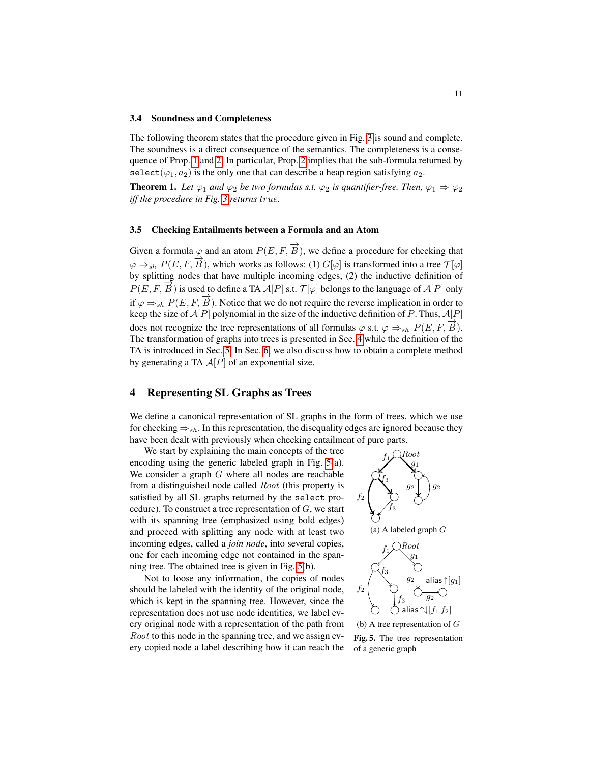### 3.4 Soundness and Completeness

The following theorem states that the procedure given in Fig. 3 is sound and complete. The soundness is a direct consequence of the semantics. The completeness is a consequence of Prop. 1 and 2. In particular, Prop. 2 implies that the sub-formula returned by $\mathtt{select}(\varphi_1, a_2)$ is the only one that can describe a heap region satisfying $a_2$.

**Theorem 1.** *Let $\varphi_1$ and $\varphi_2$ be two formulas s.t. $\varphi_2$ is quantifier-free. Then, $\varphi_1 \Rightarrow \varphi_2$ iff the procedure in Fig. 3 returns $true$.*

### 3.5 Checking Entailments between a Formula and an Atom

Given a formula $\varphi$ and an atom $P(E, F, \overrightarrow{B})$, we define a procedure for checking that $\varphi \Rightarrow_{sh} P(E, F, \overrightarrow{B})$, which works as follows: (1) $G[\varphi]$ is transformed into a tree $\mathcal{T}[\varphi]$ by splitting nodes that have multiple incoming edges, (2) the inductive definition of $P(E, F, \overrightarrow{B})$ is used to define a TA $\mathcal{A}[P]$ s.t. $\mathcal{T}[\varphi]$ belongs to the language of $\mathcal{A}[P]$ only if $\varphi \Rightarrow_{sh} P(E, F, \overrightarrow{B})$. Notice that we do not require the reverse implication in order to keep the size of $\mathcal{A}[P]$ polynomial in the size of the inductive definition of $P$. Thus, $\mathcal{A}[P]$ does not recognize the tree representations of all formulas $\varphi$ s.t. $\varphi \Rightarrow_{sh} P(E, F, \overrightarrow{B})$. The transformation of graphs into trees is presented in Sec. 4 while the definition of the TA is introduced in Sec. 5. In Sec. 6, we also discuss how to obtain a complete method by generating a TA $\mathcal{A}[P]$ of an exponential size.

## 4 Representing SL Graphs as Trees

We define a canonical representation of SL graphs in the form of trees, which we use for checking $\Rightarrow_{sh}$. In this representation, the disequality edges are ignored because they have been dealt with previously when checking entailment of pure parts.

We start by explaining the main concepts of the tree encoding using the generic labeled graph in Fig. 5(a). We consider a graph $G$ where all nodes are reachable from a distinguished node called *Root* (this property is satisfied by all SL graphs returned by the `select` procedure). To construct a tree representation of $G$, we start with its spanning tree (emphasized using bold edges) and proceed with splitting any node with at least two incoming edges, called a *join node*, into several copies, one for each incoming edge not contained in the spanning tree. The obtained tree is given in Fig. 5(b).

Not to loose any information, the copies of nodes should be labeled with the identity of the original node, which is kept in the spanning tree. However, since the representation does not use node identities, we label every original node with a representation of the path from *Root* to this node in the spanning tree, and we assign every copied node a label describing how it can reach the

$f_1$ *Root* $g_1$ $f_3$ $g_2$ $g_2$ $f_2$ $f_3$

(a) A labeled graph $G$

$f_1$ *Root* $g_1$ $f_3$ $g_2$ alias$\uparrow[g_1]$ $f_2$ $g_2$ $f_3$ alias$\uparrow\downarrow[f_1\ f_2]$

(b) A tree representation of $G$

**Fig. 5.** The tree representation of a generic graph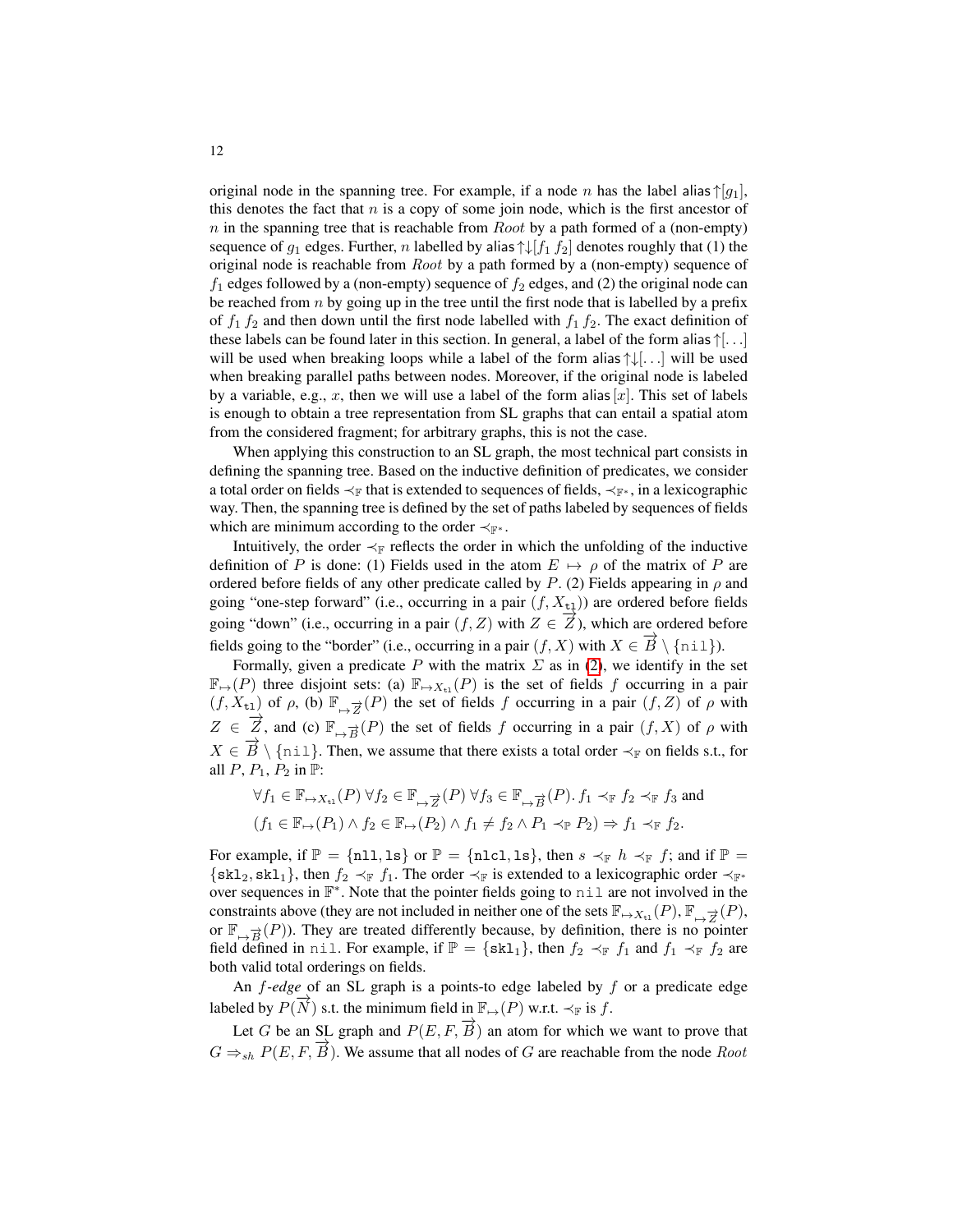original node in the spanning tree. For example, if a node $n$ has the label $\mathsf{alias}{\uparrow}[g_1]$, this denotes the fact that $n$ is a copy of some join node, which is the first ancestor of $n$ in the spanning tree that is reachable from $Root$ by a path formed of a (non-empty) sequence of $g_1$ edges. Further, $n$ labelled by $\mathsf{alias}{\uparrow\downarrow}[f_1\, f_2]$ denotes roughly that (1) the original node is reachable from $Root$ by a path formed by a (non-empty) sequence of $f_1$ edges followed by a (non-empty) sequence of $f_2$ edges, and (2) the original node can be reached from $n$ by going up in the tree until the first node that is labelled by a prefix of $f_1\, f_2$ and then down until the first node labelled with $f_1\, f_2$. The exact definition of these labels can be found later in this section. In general, a label of the form $\mathsf{alias}{\uparrow}[\ldots]$ will be used when breaking loops while a label of the form $\mathsf{alias}{\uparrow\downarrow}[\ldots]$ will be used when breaking parallel paths between nodes. Moreover, if the original node is labeled by a variable, e.g., $x$, then we will use a label of the form $\mathsf{alias}[x]$. This set of labels is enough to obtain a tree representation from SL graphs that can entail a spatial atom from the considered fragment; for arbitrary graphs, this is not the case.

When applying this construction to an SL graph, the most technical part consists in defining the spanning tree. Based on the inductive definition of predicates, we consider a total order on fields $\prec_{\mathbb{F}}$ that is extended to sequences of fields, $\prec_{\mathbb{F}^*}$, in a lexicographic way. Then, the spanning tree is defined by the set of paths labeled by sequences of fields which are minimum according to the order $\prec_{\mathbb{F}^*}$.

Intuitively, the order $\prec_{\mathbb{F}}$ reflects the order in which the unfolding of the inductive definition of $P$ is done: (1) Fields used in the atom $E \mapsto \rho$ of the matrix of $P$ are ordered before fields of any other predicate called by $P$. (2) Fields appearing in $\rho$ and going "one-step forward" (i.e., occurring in a pair $(f, X_{\mathtt{tl}})$) are ordered before fields going "down" (i.e., occurring in a pair $(f, Z)$ with $Z \in \overrightarrow{Z}$), which are ordered before fields going to the "border" (i.e., occurring in a pair $(f, X)$ with $X \in \overrightarrow{B} \setminus \{\mathtt{nil}\}$).

Formally, given a predicate $P$ with the matrix $\Sigma$ as in (2), we identify in the set $\mathbb{F}_{\mapsto}(P)$ three disjoint sets: (a) $\mathbb{F}_{\mapsto X_{\mathtt{tl}}}(P)$ is the set of fields $f$ occurring in a pair $(f, X_{\mathtt{tl}})$ of $\rho$, (b) $\mathbb{F}_{\mapsto \overrightarrow{Z}}(P)$ the set of fields $f$ occurring in a pair $(f, Z)$ of $\rho$ with $Z \in \overrightarrow{Z}$, and (c) $\mathbb{F}_{\mapsto \overrightarrow{B}}(P)$ the set of fields $f$ occurring in a pair $(f, X)$ of $\rho$ with $X \in \overrightarrow{B} \setminus \{\mathtt{nil}\}$. Then, we assume that there exists a total order $\prec_{\mathbb{F}}$ on fields s.t., for all $P$, $P_1$, $P_2$ in $\mathbb{P}$:

$$\forall f_1 \in \mathbb{F}_{\mapsto X_{\mathtt{tl}}}(P)\ \forall f_2 \in \mathbb{F}_{\mapsto \overrightarrow{Z}}(P)\ \forall f_3 \in \mathbb{F}_{\mapsto \overrightarrow{B}}(P).\ f_1 \prec_{\mathbb{F}} f_2 \prec_{\mathbb{F}} f_3 \text{ and}$$

$$(f_1 \in \mathbb{F}_{\mapsto}(P_1) \wedge f_2 \in \mathbb{F}_{\mapsto}(P_2) \wedge f_1 \neq f_2 \wedge P_1 \prec_{\mathbb{P}} P_2) \Rightarrow f_1 \prec_{\mathbb{F}} f_2.$$

For example, if $\mathbb{P} = \{\mathtt{nll}, \mathtt{ls}\}$ or $\mathbb{P} = \{\mathtt{nlcl}, \mathtt{ls}\}$, then $s \prec_{\mathbb{F}} h \prec_{\mathbb{F}} f$; and if $\mathbb{P} = \{\mathtt{skl}_2, \mathtt{skl}_1\}$, then $f_2 \prec_{\mathbb{F}} f_1$. The order $\prec_{\mathbb{F}}$ is extended to a lexicographic order $\prec_{\mathbb{F}^*}$ over sequences in $\mathbb{F}^*$. Note that the pointer fields going to $\mathtt{nil}$ are not involved in the constraints above (they are not included in neither one of the sets $\mathbb{F}_{\mapsto X_{\mathtt{tl}}}(P)$, $\mathbb{F}_{\mapsto \overrightarrow{Z}}(P)$, or $\mathbb{F}_{\mapsto \overrightarrow{B}}(P)$). They are treated differently because, by definition, there is no pointer field defined in $\mathtt{nil}$. For example, if $\mathbb{P} = \{\mathtt{skl}_1\}$, then $f_2 \prec_{\mathbb{F}} f_1$ and $f_1 \prec_{\mathbb{F}} f_2$ are both valid total orderings on fields.

An *$f$-edge* of an SL graph is a points-to edge labeled by $f$ or a predicate edge labeled by $P(\overrightarrow{N})$ s.t. the minimum field in $\mathbb{F}_{\mapsto}(P)$ w.r.t. $\prec_{\mathbb{F}}$ is $f$.

Let $G$ be an SL graph and $P(E, F, \overrightarrow{B})$ an atom for which we want to prove that $G \Rightarrow_{sh} P(E, F, \overrightarrow{B})$. We assume that all nodes of $G$ are reachable from the node $Root$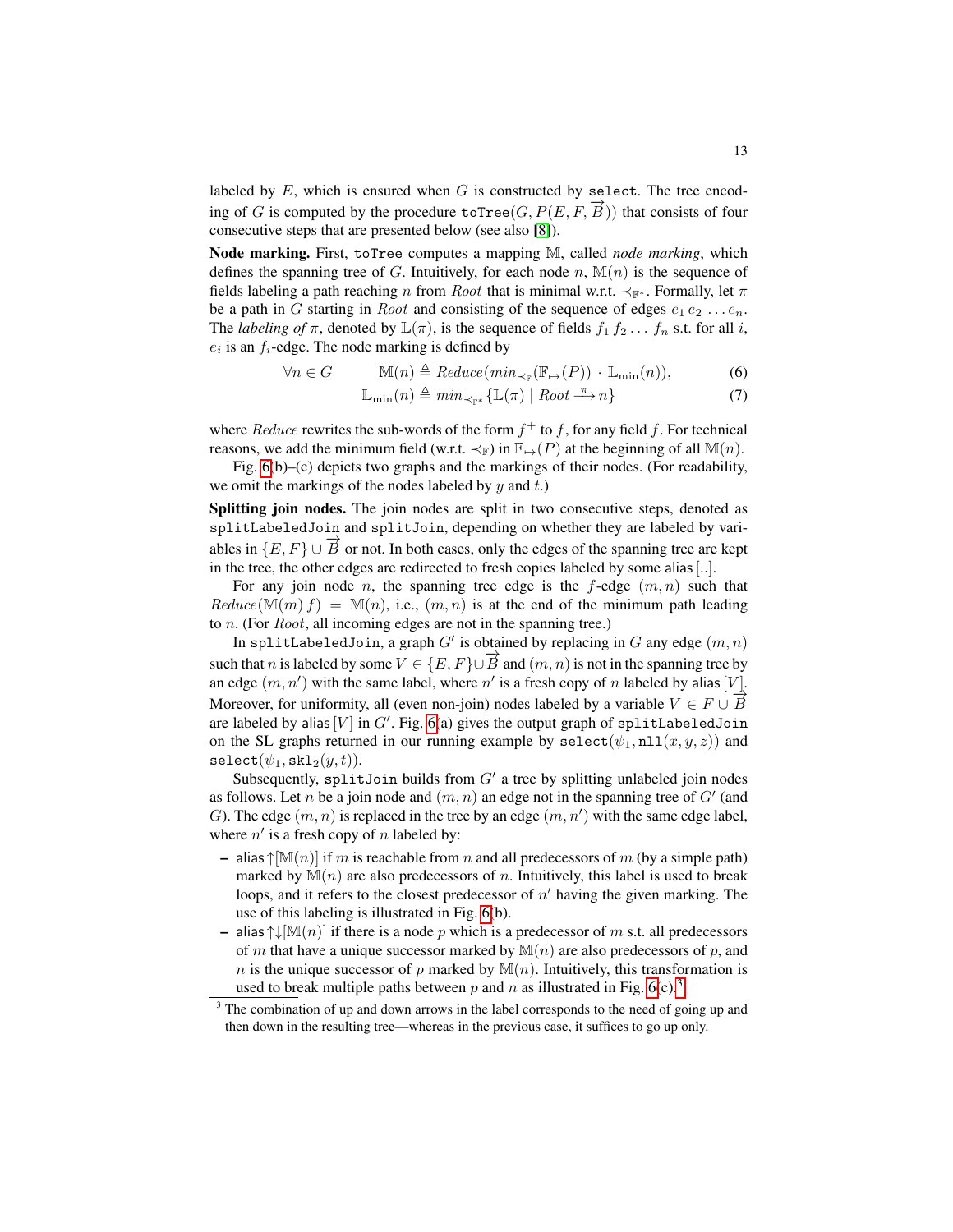labeled by $E$, which is ensured when $G$ is constructed by `select`. The tree encoding of $G$ is computed by the procedure $\mathtt{toTree}(G, P(E, F, \overrightarrow{B}))$ that consists of four consecutive steps that are presented below (see also [8]).

**Node marking.** First, `toTree` computes a mapping $\mathbb{M}$, called *node marking*, which defines the spanning tree of $G$. Intuitively, for each node $n$, $\mathbb{M}(n)$ is the sequence of fields labeling a path reaching $n$ from $Root$ that is minimal w.r.t. $\prec_{\mathbb{F}^*}$. Formally, let $\pi$ be a path in $G$ starting in $Root$ and consisting of the sequence of edges $e_1\, e_2\, \ldots e_n$. The *labeling of* $\pi$, denoted by $\mathbb{L}(\pi)$, is the sequence of fields $f_1\, f_2 \ldots\, f_n$ s.t. for all $i$, $e_i$ is an $f_i$-edge. The node marking is defined by

$$\forall n \in G \qquad \mathbb{M}(n) \triangleq \mathit{Reduce}(\mathit{min}_{\prec_{\mathbb{F}}}(\mathbb{F}_{\mapsto}(P)) \cdot \mathbb{L}_{\min}(n)), \tag{6}$$

$$\mathbb{L}_{\min}(n) \triangleq \mathit{min}_{\prec_{\mathbb{F}^*}}\{\mathbb{L}(\pi) \mid Root \xrightarrow{\pi} n\} \tag{7}$$

where $\mathit{Reduce}$ rewrites the sub-words of the form $f^+$ to $f$, for any field $f$. For technical reasons, we add the minimum field (w.r.t. $\prec_{\mathbb{F}}$) in $\mathbb{F}_{\mapsto}(P)$ at the beginning of all $\mathbb{M}(n)$.

Fig. 6(b)–(c) depicts two graphs and the markings of their nodes. (For readability, we omit the markings of the nodes labeled by $y$ and $t$.)

**Splitting join nodes.** The join nodes are split in two consecutive steps, denoted as `splitLabeledJoin` and `splitJoin`, depending on whether they are labeled by variables in $\{E, F\} \cup \overrightarrow{B}$ or not. In both cases, only the edges of the spanning tree are kept in the tree, the other edges are redirected to fresh copies labeled by some alias [..].

For any join node $n$, the spanning tree edge is the $f$-edge $(m, n)$ such that $\mathit{Reduce}(\mathbb{M}(m)\, f) = \mathbb{M}(n)$, i.e., $(m, n)$ is at the end of the minimum path leading to $n$. (For $Root$, all incoming edges are not in the spanning tree.)

In `splitLabeledJoin`, a graph $G'$ is obtained by replacing in $G$ any edge $(m, n)$ such that $n$ is labeled by some $V \in \{E, F\} \cup \overrightarrow{B}$ and $(m, n)$ is not in the spanning tree by an edge $(m, n')$ with the same label, where $n'$ is a fresh copy of $n$ labeled by alias $[V]$. Moreover, for uniformity, all (even non-join) nodes labeled by a variable $V \in F \cup \overrightarrow{B}$ are labeled by alias $[V]$ in $G'$. Fig. 6(a) gives the output graph of `splitLabeledJoin` on the SL graphs returned in our running example by $\mathtt{select}(\psi_1, \mathtt{nll}(x, y, z))$ and $\mathtt{select}(\psi_1, \mathtt{skl}_2(y, t))$.

Subsequently, `splitJoin` builds from $G'$ a tree by splitting unlabeled join nodes as follows. Let $n$ be a join node and $(m, n)$ an edge not in the spanning tree of $G'$ (and $G$). The edge $(m, n)$ is replaced in the tree by an edge $(m, n')$ with the same edge label, where $n'$ is a fresh copy of $n$ labeled by:

- alias$\uparrow[\mathbb{M}(n)]$ if $m$ is reachable from $n$ and all predecessors of $m$ (by a simple path) marked by $\mathbb{M}(n)$ are also predecessors of $n$. Intuitively, this label is used to break loops, and it refers to the closest predecessor of $n'$ having the given marking. The use of this labeling is illustrated in Fig. 6(b).
- alias$\uparrow\downarrow[\mathbb{M}(n)]$ if there is a node $p$ which is a predecessor of $m$ s.t. all predecessors of $m$ that have a unique successor marked by $\mathbb{M}(n)$ are also predecessors of $p$, and $n$ is the unique successor of $p$ marked by $\mathbb{M}(n)$. Intuitively, this transformation is used to break multiple paths between $p$ and $n$ as illustrated in Fig. 6(c).[3]

[3] The combination of up and down arrows in the label corresponds to the need of going up and then down in the resulting tree—whereas in the previous case, it suffices to go up only.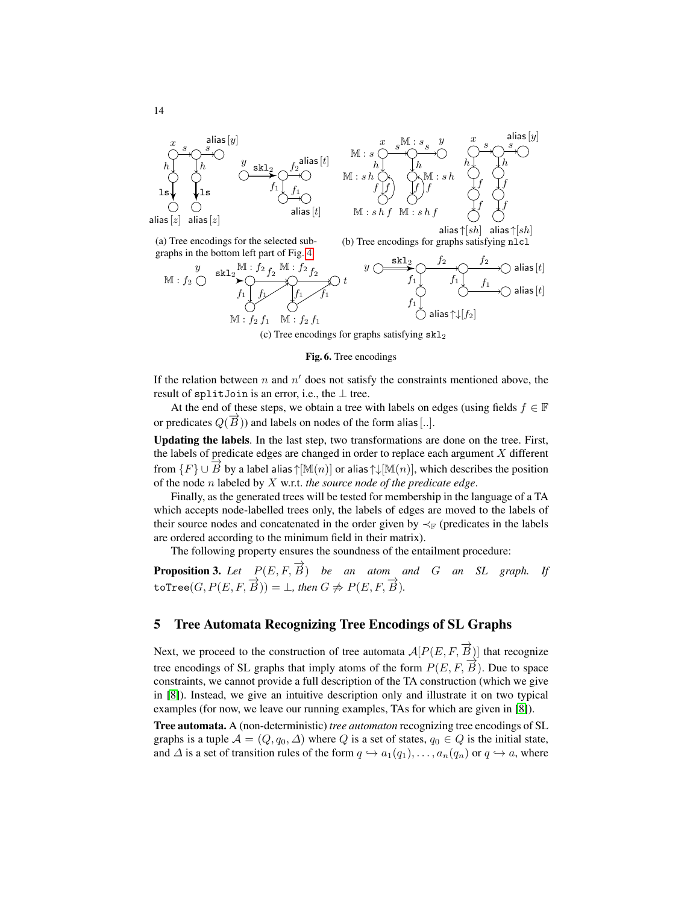(a) Tree encodings for the selected sub-graphs in the bottom left part of Fig. 4

(b) Tree encodings for graphs satisfying nlcl

(c) Tree encodings for graphs satisfying $\mathtt{skl}_2$

**Fig. 6.** Tree encodings

If the relation between $n$ and $n'$ does not satisfy the constraints mentioned above, the result of splitJoin is an error, i.e., the $\bot$ tree.

At the end of these steps, we obtain a tree with labels on edges (using fields $f \in \mathbb{F}$ or predicates $Q(\overrightarrow{B})$) and labels on nodes of the form alias [..].

**Updating the labels**. In the last step, two transformations are done on the tree. First, the labels of predicate edges are changed in order to replace each argument $X$ different from $\{F\} \cup \overrightarrow{B}$ by a label alias$\uparrow[\mathbb{M}(n)]$ or alias$\uparrow\downarrow[\mathbb{M}(n)]$, which describes the position of the node $n$ labeled by $X$ w.r.t. *the source node of the predicate edge*.

Finally, as the generated trees will be tested for membership in the language of a TA which accepts node-labelled trees only, the labels of edges are moved to the labels of their source nodes and concatenated in the order given by $\prec_{\mathbb{F}}$ (predicates in the labels are ordered according to the minimum field in their matrix).

The following property ensures the soundness of the entailment procedure:

**Proposition 3.** *Let $P(E, F, \overrightarrow{B})$ be an atom and $G$ an SL graph. If* $\mathtt{toTree}(G, P(E, F, \overrightarrow{B})) = \bot$*, then* $G \not\Rightarrow P(E, F, \overrightarrow{B})$.

## 5 Tree Automata Recognizing Tree Encodings of SL Graphs

Next, we proceed to the construction of tree automata $\mathcal{A}[P(E, F, \overrightarrow{B})]$ that recognize tree encodings of SL graphs that imply atoms of the form $P(E, F, \overrightarrow{B})$. Due to space constraints, we cannot provide a full description of the TA construction (which we give in [8]). Instead, we give an intuitive description only and illustrate it on two typical examples (for now, we leave our running examples, TAs for which are given in [8]).

**Tree automata.** A (non-deterministic) *tree automaton* recognizing tree encodings of SL graphs is a tuple $\mathcal{A} = (Q, q_0, \Delta)$ where $Q$ is a set of states, $q_0 \in Q$ is the initial state, and $\Delta$ is a set of transition rules of the form $q \hookrightarrow a_1(q_1), \ldots, a_n(q_n)$ or $q \hookrightarrow a$, where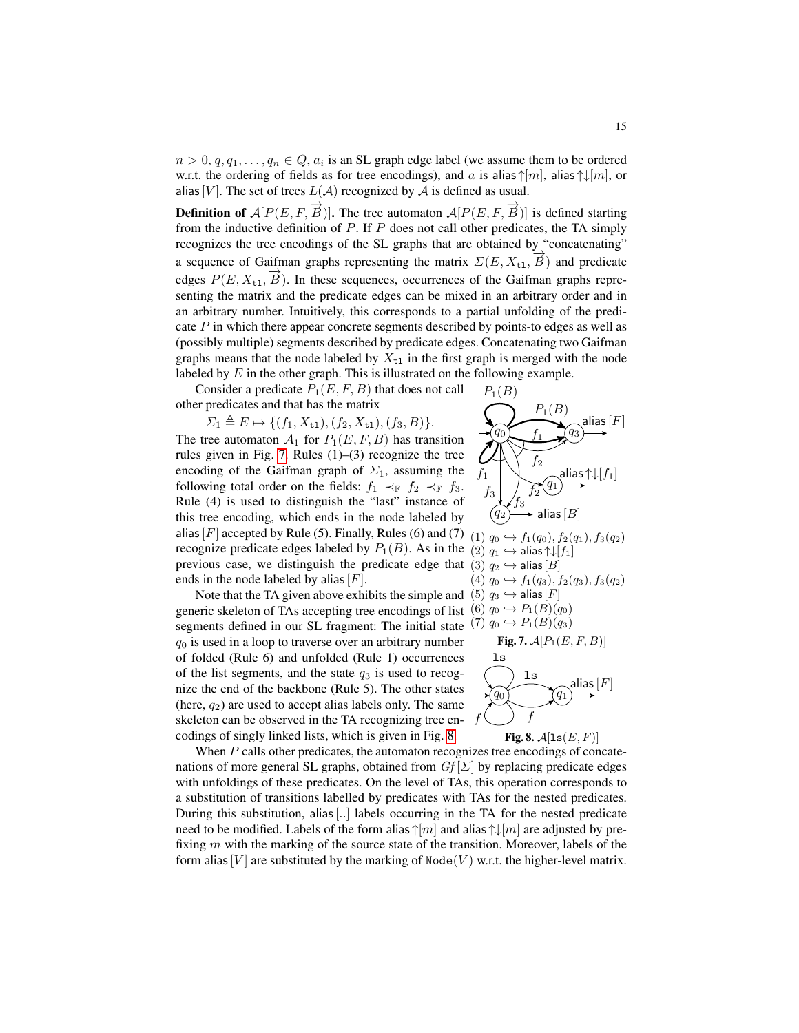$n > 0$, $q, q_1, \ldots, q_n \in Q$, $a_i$ is an SL graph edge label (we assume them to be ordered w.r.t. the ordering of fields as for tree encodings), and $a$ is $\mathsf{alias}{\uparrow}[m]$, $\mathsf{alias}{\uparrow\downarrow}[m]$, or $\mathsf{alias}\,[V]$. The set of trees $L(\mathcal{A})$ recognized by $\mathcal{A}$ is defined as usual.

**Definition of $\mathcal{A}[P(E, F, \overrightarrow{B})]$.** The tree automaton $\mathcal{A}[P(E, F, \overrightarrow{B})]$ is defined starting from the inductive definition of $P$. If $P$ does not call other predicates, the TA simply recognizes the tree encodings of the SL graphs that are obtained by "concatenating" a sequence of Gaifman graphs representing the matrix $\Sigma(E, X_{\mathtt{tl}}, \overrightarrow{B})$ and predicate edges $P(E, X_{\mathtt{tl}}, \overrightarrow{B})$. In these sequences, occurrences of the Gaifman graphs representing the matrix and the predicate edges can be mixed in an arbitrary order and in an arbitrary number. Intuitively, this corresponds to a partial unfolding of the predicate $P$ in which there appear concrete segments described by points-to edges as well as (possibly multiple) segments described by predicate edges. Concatenating two Gaifman graphs means that the node labeled by $X_{\mathtt{tl}}$ in the first graph is merged with the node labeled by $E$ in the other graph. This is illustrated on the following example.

Consider a predicate $P_1(E, F, B)$ that does not call other predicates and that has the matrix

$$\Sigma_1 \triangleq E \mapsto \{(f_1, X_{\mathtt{tl}}), (f_2, X_{\mathtt{tl}}), (f_3, B)\}.$$

The tree automaton $\mathcal{A}_1$ for $P_1(E, F, B)$ has transition rules given in Fig. 7. Rules (1)–(3) recognize the tree encoding of the Gaifman graph of $\Sigma_1$, assuming the following total order on the fields: $f_1 \prec_{\mathbb{F}} f_2 \prec_{\mathbb{F}} f_3$. Rule (4) is used to distinguish the "last" instance of this tree encoding, which ends in the node labeled by $\mathsf{alias}\,[F]$ accepted by Rule (5). Finally, Rules (6) and (7) recognize predicate edges labeled by $P_1(B)$. As in the previous case, we distinguish the predicate edge that ends in the node labeled by $\mathsf{alias}\,[F]$.

(1) $q_0 \hookrightarrow f_1(q_0), f_2(q_1), f_3(q_2)$
(2) $q_1 \hookrightarrow \mathsf{alias}{\uparrow\downarrow}[f_1]$
(3) $q_2 \hookrightarrow \mathsf{alias}\,[B]$
(4) $q_0 \hookrightarrow f_1(q_3), f_2(q_3), f_3(q_2)$
(5) $q_3 \hookrightarrow \mathsf{alias}\,[F]$
(6) $q_0 \hookrightarrow P_1(B)(q_0)$
(7) $q_0 \hookrightarrow P_1(B)(q_3)$

**Fig. 7.** $\mathcal{A}[P_1(E, F, B)]$

Note that the TA given above exhibits the simple and generic skeleton of TAs accepting tree encodings of list segments defined in our SL fragment: The initial state $q_0$ is used in a loop to traverse over an arbitrary number of folded (Rule 6) and unfolded (Rule 1) occurrences of the list segments, and the state $q_3$ is used to recognize the end of the backbone (Rule 5). The other states (here, $q_2$) are used to accept alias labels only. The same skeleton can be observed in the TA recognizing tree encodings of singly linked lists, which is given in Fig. 8.

**Fig. 8.** $\mathcal{A}[\mathtt{ls}(E, F)]$

When $P$ calls other predicates, the automaton recognizes tree encodings of concatenations of more general SL graphs, obtained from $Gf[\Sigma]$ by replacing predicate edges with unfoldings of these predicates. On the level of TAs, this operation corresponds to a substitution of transitions labelled by predicates with TAs for the nested predicates. During this substitution, $\mathsf{alias}\,[..]$ labels occurring in the TA for the nested predicate need to be modified. Labels of the form $\mathsf{alias}{\uparrow}[m]$ and $\mathsf{alias}{\uparrow\downarrow}[m]$ are adjusted by prefixing $m$ with the marking of the source state of the transition. Moreover, labels of the form $\mathsf{alias}\,[V]$ are substituted by the marking of $\mathtt{Node}(V)$ w.r.t. the higher-level matrix.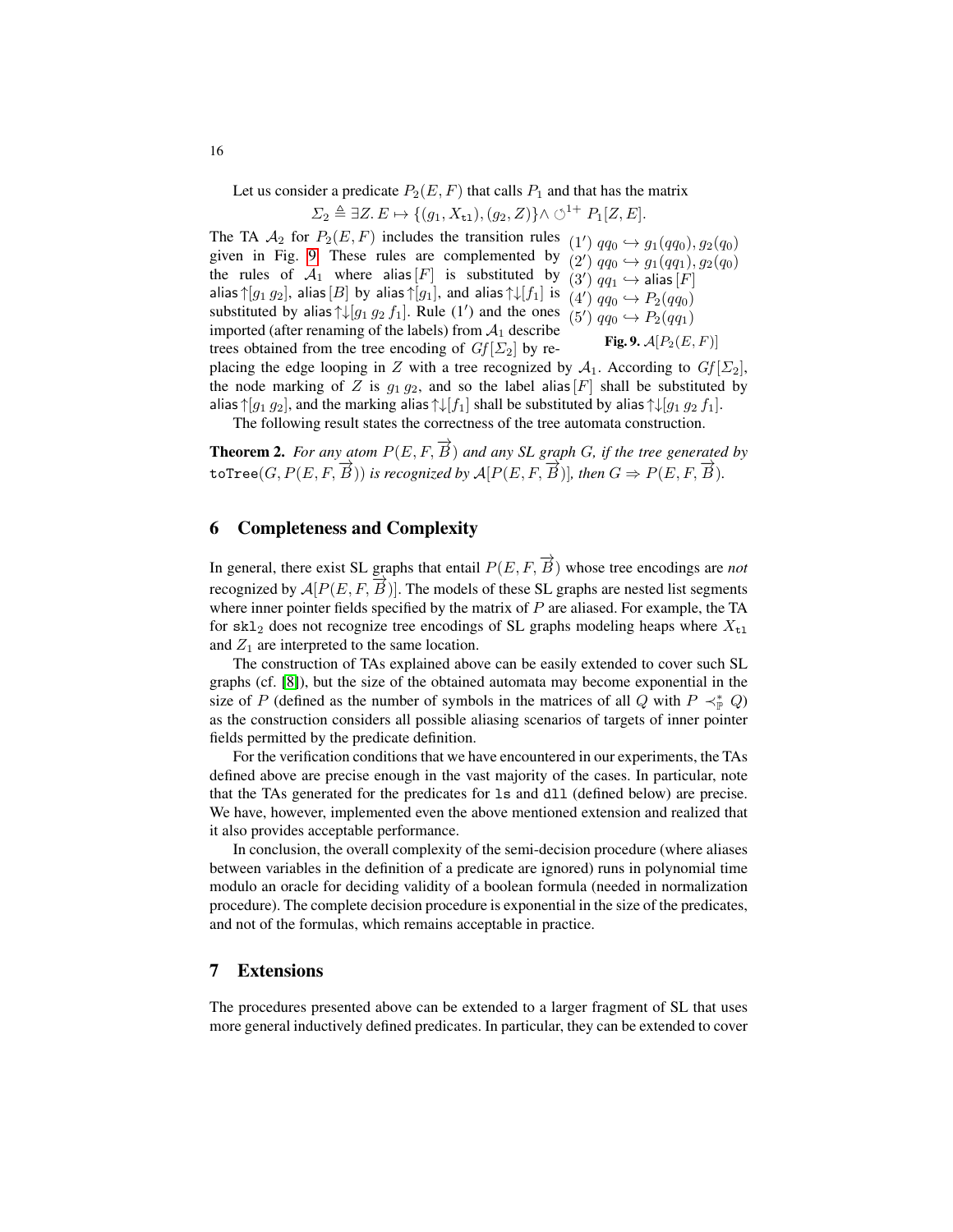Let us consider a predicate $P_2(E, F)$ that calls $P_1$ and that has the matrix

$$\Sigma_2 \triangleq \exists Z.\, E \mapsto \{(g_1, X_{\texttt{tl}}), (g_2, Z)\} \wedge \circlearrowleft^{1+} P_1[Z, E].$$

The TA $\mathcal{A}_2$ for $P_2(E, F)$ includes the transition rules given in Fig. 9. These rules are complemented by the rules of $\mathcal{A}_1$ where $\mathsf{alias}\,[F]$ is substituted by $\mathsf{alias}\!\uparrow\![g_1\, g_2]$, $\mathsf{alias}\,[B]$ by $\mathsf{alias}\!\uparrow\![g_1]$, and $\mathsf{alias}\!\uparrow\!\downarrow\![f_1]$ is substituted by $\mathsf{alias}\!\uparrow\!\downarrow\![g_1\, g_2\, f_1]$. Rule $(1')$ and the ones imported (after renaming of the labels) from $\mathcal{A}_1$ describe trees obtained from the tree encoding of $Gf[\Sigma_2]$ by replacing the edge looping in $Z$ with a tree recognized by $\mathcal{A}_1$. According to $Gf[\Sigma_2]$, the node marking of $Z$ is $g_1\, g_2$, and so the label $\mathsf{alias}\,[F]$ shall be substituted by $\mathsf{alias}\!\uparrow\![g_1\, g_2]$, and the marking $\mathsf{alias}\!\uparrow\!\downarrow\![f_1]$ shall be substituted by $\mathsf{alias}\!\uparrow\!\downarrow\![g_1\, g_2\, f_1]$.

$(1')\ qq_0 \hookrightarrow g_1(qq_0), g_2(q_0)$
$(2')\ qq_0 \hookrightarrow g_1(qq_1), g_2(q_0)$
$(3')\ qq_1 \hookrightarrow \mathsf{alias}\,[F]$
$(4')\ qq_0 \hookrightarrow P_2(qq_0)$
$(5')\ qq_0 \hookrightarrow P_2(qq_1)$

**Fig. 9.** $\mathcal{A}[P_2(E, F)]$

The following result states the correctness of the tree automata construction.

**Theorem 2.** *For any atom $P(E, F, \overrightarrow{B})$ and any SL graph $G$, if the tree generated by $\texttt{toTree}(G, P(E, F, \overrightarrow{B}))$ is recognized by $\mathcal{A}[P(E, F, \overrightarrow{B})]$, then $G \Rightarrow P(E, F, \overrightarrow{B})$.*

## 6 Completeness and Complexity

In general, there exist SL graphs that entail $P(E, F, \overrightarrow{B})$ whose tree encodings are *not* recognized by $\mathcal{A}[P(E, F, \overrightarrow{B})]$. The models of these SL graphs are nested list segments where inner pointer fields specified by the matrix of $P$ are aliased. For example, the TA for $\texttt{skl}_2$ does not recognize tree encodings of SL graphs modeling heaps where $X_{\texttt{tl}}$ and $Z_1$ are interpreted to the same location.

The construction of TAs explained above can be easily extended to cover such SL graphs (cf. [8]), but the size of the obtained automata may become exponential in the size of $P$ (defined as the number of symbols in the matrices of all $Q$ with $P \prec_{\mathbb{P}}^{*} Q$) as the construction considers all possible aliasing scenarios of targets of inner pointer fields permitted by the predicate definition.

For the verification conditions that we have encountered in our experiments, the TAs defined above are precise enough in the vast majority of the cases. In particular, note that the TAs generated for the predicates for `ls` and `dll` (defined below) are precise. We have, however, implemented even the above mentioned extension and realized that it also provides acceptable performance.

In conclusion, the overall complexity of the semi-decision procedure (where aliases between variables in the definition of a predicate are ignored) runs in polynomial time modulo an oracle for deciding validity of a boolean formula (needed in normalization procedure). The complete decision procedure is exponential in the size of the predicates, and not of the formulas, which remains acceptable in practice.

## 7 Extensions

The procedures presented above can be extended to a larger fragment of SL that uses more general inductively defined predicates. In particular, they can be extended to cover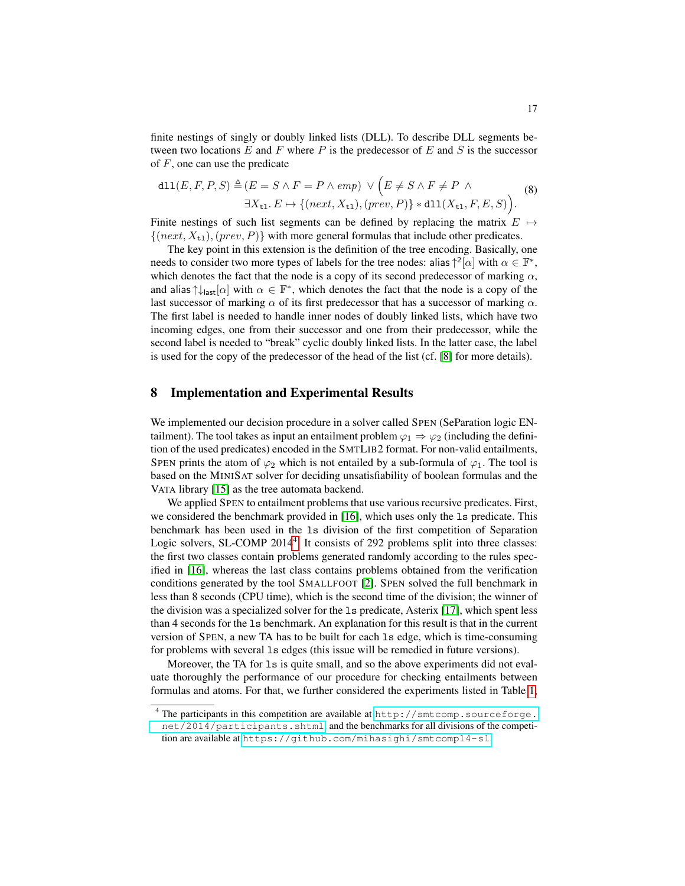finite nestings of singly or doubly linked lists (DLL). To describe DLL segments between two locations $E$ and $F$ where $P$ is the predecessor of $E$ and $S$ is the successor of $F$, one can use the predicate

$$\mathtt{dll}(E, F, P, S) \triangleq (E = S \wedge F = P \wedge emp) \vee \Big(E \neq S \wedge F \neq P \wedge \exists X_{\mathtt{tl}}.\, E \mapsto \{(next, X_{\mathtt{tl}}), (prev, P)\} * \mathtt{dll}(X_{\mathtt{tl}}, F, E, S)\Big). \tag{8}$$

Finite nestings of such list segments can be defined by replacing the matrix $E \mapsto \{(next, X_{\mathtt{tl}}), (prev, P)\}$ with more general formulas that include other predicates.

The key point in this extension is the definition of the tree encoding. Basically, one needs to consider two more types of labels for the tree nodes: $\mathsf{alias}\!\uparrow^2\![\alpha]$ with $\alpha \in \mathbb{F}^*$, which denotes the fact that the node is a copy of its second predecessor of marking $\alpha$, and $\mathsf{alias}\!\uparrow\!\downarrow_{\mathsf{last}}\![\alpha]$ with $\alpha \in \mathbb{F}^*$, which denotes the fact that the node is a copy of the last successor of marking $\alpha$ of its first predecessor that has a successor of marking $\alpha$. The first label is needed to handle inner nodes of doubly linked lists, which have two incoming edges, one from their successor and one from their predecessor, while the second label is needed to "break" cyclic doubly linked lists. In the latter case, the label is used for the copy of the predecessor of the head of the list (cf. [8] for more details).

## 8 Implementation and Experimental Results

We implemented our decision procedure in a solver called SPEN (SeParation logic ENtailment). The tool takes as input an entailment problem $\varphi_1 \Rightarrow \varphi_2$ (including the definition of the used predicates) encoded in the SMTLIB2 format. For non-valid entailments, SPEN prints the atom of $\varphi_2$ which is not entailed by a sub-formula of $\varphi_1$. The tool is based on the MINISAT solver for deciding unsatisfiability of boolean formulas and the VATA library [15] as the tree automata backend.

We applied SPEN to entailment problems that use various recursive predicates. First, we considered the benchmark provided in [16], which uses only the `ls` predicate. This benchmark has been used in the `ls` division of the first competition of Separation Logic solvers, SL-COMP 2014[4]. It consists of 292 problems split into three classes: the first two classes contain problems generated randomly according to the rules specified in [16], whereas the last class contains problems obtained from the verification conditions generated by the tool SMALLFOOT [2]. SPEN solved the full benchmark in less than 8 seconds (CPU time), which is the second time of the division; the winner of the division was a specialized solver for the `ls` predicate, Asterix [17], which spent less than 4 seconds for the `ls` benchmark. An explanation for this result is that in the current version of SPEN, a new TA has to be built for each `ls` edge, which is time-consuming for problems with several `ls` edges (this issue will be remedied in future versions).

Moreover, the TA for `ls` is quite small, and so the above experiments did not evaluate thoroughly the performance of our procedure for checking entailments between formulas and atoms. For that, we further considered the experiments listed in Table 1.

[4] The participants in this competition are available at http://smtcomp.sourceforge.net/2014/participants.shtml and the benchmarks for all divisions of the competition are available at https://github.com/mihasighi/smtcomp14-sl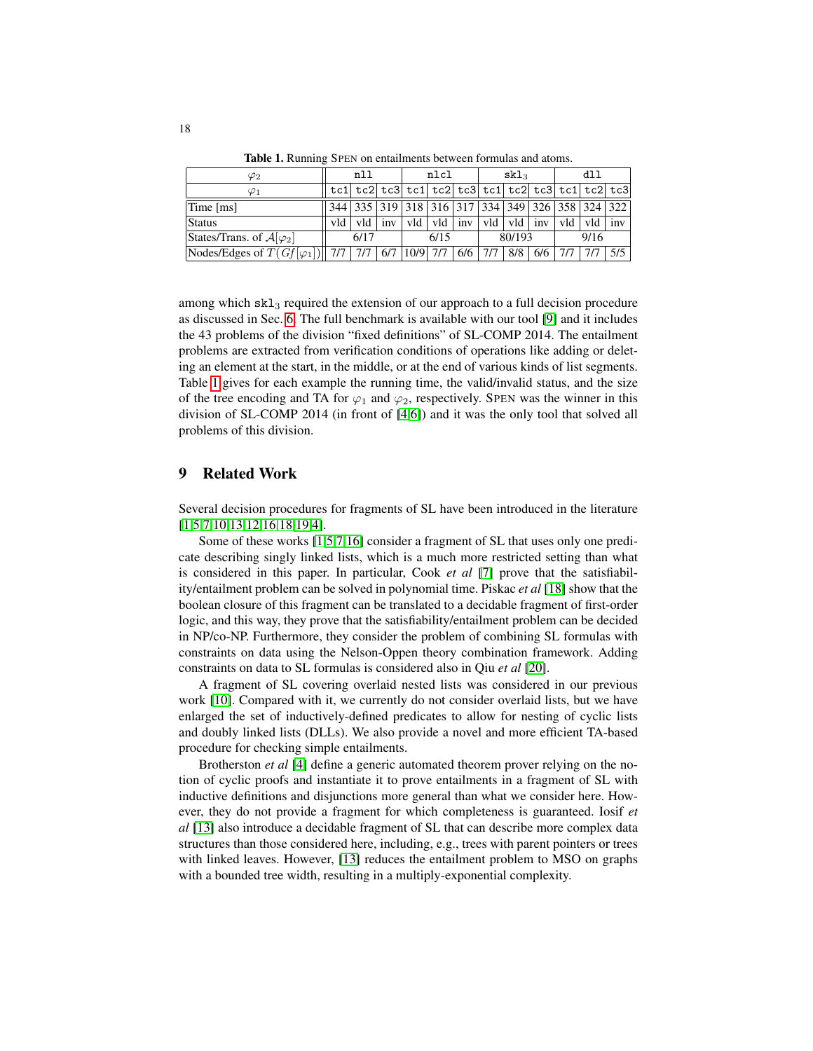**Table 1.** Running SPEN on entailments between formulas and atoms.

| $\varphi_2$ | nll | | | nlcl | | | $\mathtt{skl}_3$ | | | dll | | |
|---|---|---|---|---|---|---|---|---|---|---|---|---|
| $\varphi_1$ | tc1 | tc2 | tc3 | tc1 | tc2 | tc3 | tc1 | tc2 | tc3 | tc1 | tc2 | tc3 |
| Time [ms] | 344 | 335 | 319 | 318 | 316 | 317 | 334 | 349 | 326 | 358 | 324 | 322 |
| Status | vld | vld | inv | vld | vld | inv | vld | vld | inv | vld | vld | inv |
| States/Trans. of $\mathcal{A}[\varphi_2]$ | 6/17 | | | 6/15 | | | 80/193 | | | 9/16 | | |
| Nodes/Edges of $T(Gf[\varphi_1])$ | 7/7 | 7/7 | 6/7 | 10/9 | 7/7 | 6/6 | 7/7 | 8/8 | 6/6 | 7/7 | 7/7 | 5/5 |

among which $\mathtt{skl}_3$ required the extension of our approach to a full decision procedure as discussed in Sec. 6. The full benchmark is available with our tool [9] and it includes the 43 problems of the division "fixed definitions" of SL-COMP 2014. The entailment problems are extracted from verification conditions of operations like adding or deleting an element at the start, in the middle, or at the end of various kinds of list segments. Table 1 gives for each example the running time, the valid/invalid status, and the size of the tree encoding and TA for $\varphi_1$ and $\varphi_2$, respectively. SPEN was the winner in this division of SL-COMP 2014 (in front of [4,6]) and it was the only tool that solved all problems of this division.

## 9 Related Work

Several decision procedures for fragments of SL have been introduced in the literature [1,5,7,10,13,12,16,18,19,4].

Some of these works [1,5,7,16] consider a fragment of SL that uses only one predicate describing singly linked lists, which is a much more restricted setting than what is considered in this paper. In particular, Cook *et al* [7] prove that the satisfiability/entailment problem can be solved in polynomial time. Piskac *et al* [18] show that the boolean closure of this fragment can be translated to a decidable fragment of first-order logic, and this way, they prove that the satisfiability/entailment problem can be decided in NP/co-NP. Furthermore, they consider the problem of combining SL formulas with constraints on data using the Nelson-Oppen theory combination framework. Adding constraints on data to SL formulas is considered also in Qiu *et al* [20].

A fragment of SL covering overlaid nested lists was considered in our previous work [10]. Compared with it, we currently do not consider overlaid lists, but we have enlarged the set of inductively-defined predicates to allow for nesting of cyclic lists and doubly linked lists (DLLs). We also provide a novel and more efficient TA-based procedure for checking simple entailments.

Brotherston *et al* [4] define a generic automated theorem prover relying on the notion of cyclic proofs and instantiate it to prove entailments in a fragment of SL with inductive definitions and disjunctions more general than what we consider here. However, they do not provide a fragment for which completeness is guaranteed. Iosif *et al* [13] also introduce a decidable fragment of SL that can describe more complex data structures than those considered here, including, e.g., trees with parent pointers or trees with linked leaves. However, [13] reduces the entailment problem to MSO on graphs with a bounded tree width, resulting in a multiply-exponential complexity.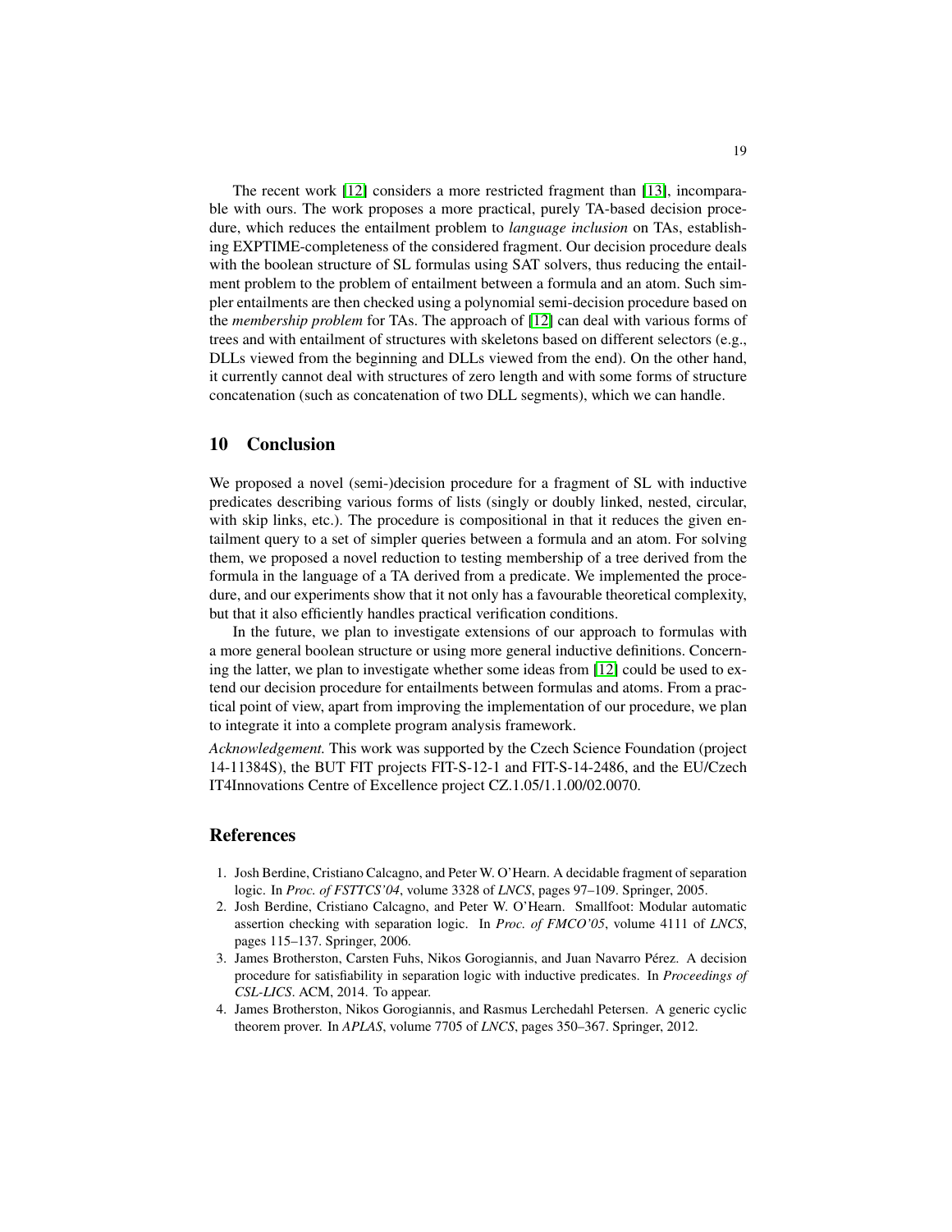The recent work [12] considers a more restricted fragment than [13], incomparable with ours. The work proposes a more practical, purely TA-based decision procedure, which reduces the entailment problem to *language inclusion* on TAs, establishing EXPTIME-completeness of the considered fragment. Our decision procedure deals with the boolean structure of SL formulas using SAT solvers, thus reducing the entailment problem to the problem of entailment between a formula and an atom. Such simpler entailments are then checked using a polynomial semi-decision procedure based on the *membership problem* for TAs. The approach of [12] can deal with various forms of trees and with entailment of structures with skeletons based on different selectors (e.g., DLLs viewed from the beginning and DLLs viewed from the end). On the other hand, it currently cannot deal with structures of zero length and with some forms of structure concatenation (such as concatenation of two DLL segments), which we can handle.

## 10 Conclusion

We proposed a novel (semi-)decision procedure for a fragment of SL with inductive predicates describing various forms of lists (singly or doubly linked, nested, circular, with skip links, etc.). The procedure is compositional in that it reduces the given entailment query to a set of simpler queries between a formula and an atom. For solving them, we proposed a novel reduction to testing membership of a tree derived from the formula in the language of a TA derived from a predicate. We implemented the procedure, and our experiments show that it not only has a favourable theoretical complexity, but that it also efficiently handles practical verification conditions.

In the future, we plan to investigate extensions of our approach to formulas with a more general boolean structure or using more general inductive definitions. Concerning the latter, we plan to investigate whether some ideas from [12] could be used to extend our decision procedure for entailments between formulas and atoms. From a practical point of view, apart from improving the implementation of our procedure, we plan to integrate it into a complete program analysis framework.

*Acknowledgement.* This work was supported by the Czech Science Foundation (project 14-11384S), the BUT FIT projects FIT-S-12-1 and FIT-S-14-2486, and the EU/Czech IT4Innovations Centre of Excellence project CZ.1.05/1.1.00/02.0070.

## References

1. Josh Berdine, Cristiano Calcagno, and Peter W. O'Hearn. A decidable fragment of separation logic. In *Proc. of FSTTCS'04*, volume 3328 of *LNCS*, pages 97–109. Springer, 2005.
2. Josh Berdine, Cristiano Calcagno, and Peter W. O'Hearn. Smallfoot: Modular automatic assertion checking with separation logic. In *Proc. of FMCO'05*, volume 4111 of *LNCS*, pages 115–137. Springer, 2006.
3. James Brotherston, Carsten Fuhs, Nikos Gorogiannis, and Juan Navarro Pérez. A decision procedure for satisfiability in separation logic with inductive predicates. In *Proceedings of CSL-LICS*. ACM, 2014. To appear.
4. James Brotherston, Nikos Gorogiannis, and Rasmus Lerchedahl Petersen. A generic cyclic theorem prover. In *APLAS*, volume 7705 of *LNCS*, pages 350–367. Springer, 2012.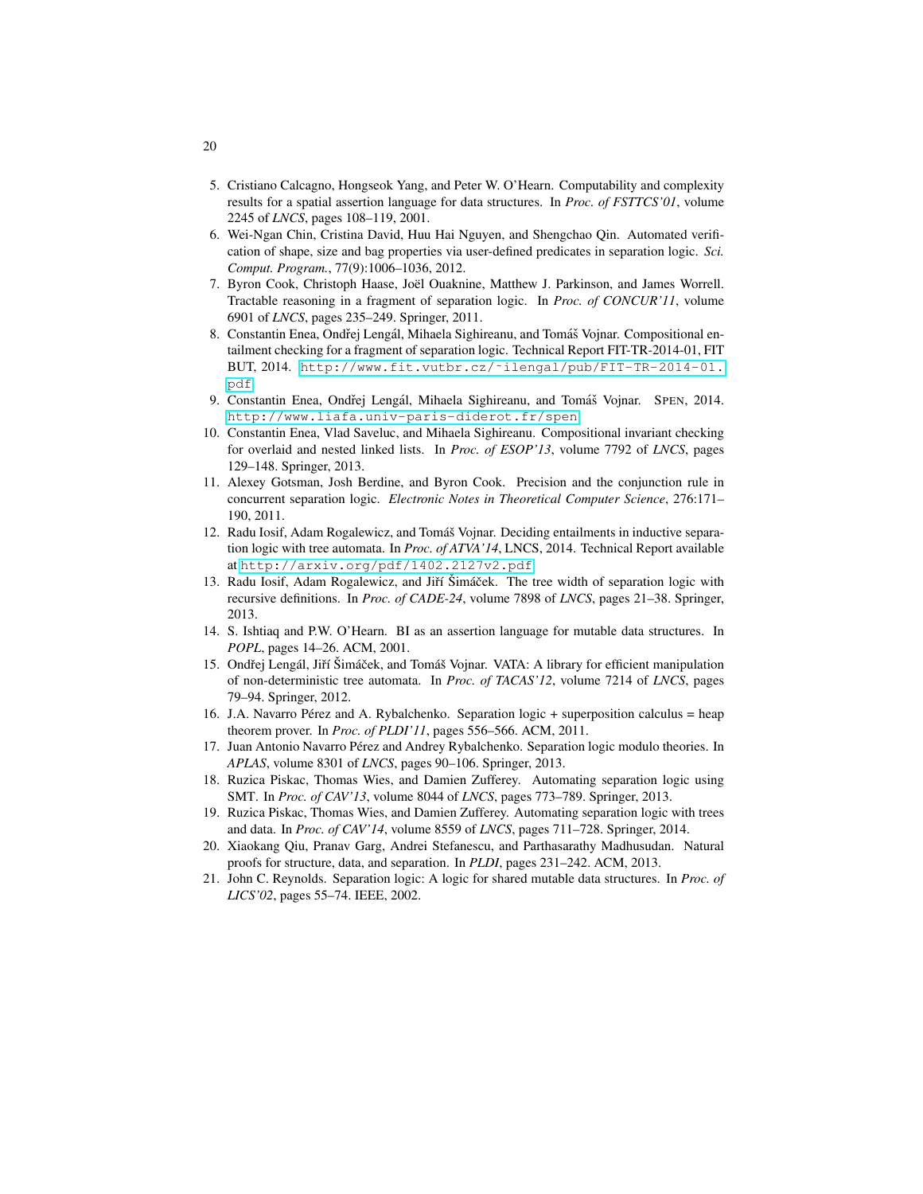5. Cristiano Calcagno, Hongseok Yang, and Peter W. O'Hearn. Computability and complexity results for a spatial assertion language for data structures. In *Proc. of FSTTCS'01*, volume 2245 of *LNCS*, pages 108–119, 2001.
6. Wei-Ngan Chin, Cristina David, Huu Hai Nguyen, and Shengchao Qin. Automated verification of shape, size and bag properties via user-defined predicates in separation logic. *Sci. Comput. Program.*, 77(9):1006–1036, 2012.
7. Byron Cook, Christoph Haase, Joël Ouaknine, Matthew J. Parkinson, and James Worrell. Tractable reasoning in a fragment of separation logic. In *Proc. of CONCUR'11*, volume 6901 of *LNCS*, pages 235–249. Springer, 2011.
8. Constantin Enea, Ondřej Lengál, Mihaela Sighireanu, and Tomáš Vojnar. Compositional entailment checking for a fragment of separation logic. Technical Report FIT-TR-2014-01, FIT BUT, 2014. http://www.fit.vutbr.cz/~ilengal/pub/FIT-TR-2014-01.pdf
9. Constantin Enea, Ondřej Lengál, Mihaela Sighireanu, and Tomáš Vojnar. SPEN, 2014. http://www.liafa.univ-paris-diderot.fr/spen
10. Constantin Enea, Vlad Saveluc, and Mihaela Sighireanu. Compositional invariant checking for overlaid and nested linked lists. In *Proc. of ESOP'13*, volume 7792 of *LNCS*, pages 129–148. Springer, 2013.
11. Alexey Gotsman, Josh Berdine, and Byron Cook. Precision and the conjunction rule in concurrent separation logic. *Electronic Notes in Theoretical Computer Science*, 276:171–190, 2011.
12. Radu Iosif, Adam Rogalewicz, and Tomáš Vojnar. Deciding entailments in inductive separation logic with tree automata. In *Proc. of ATVA'14*, LNCS, 2014. Technical Report available at http://arxiv.org/pdf/1402.2127v2.pdf
13. Radu Iosif, Adam Rogalewicz, and Jiří Šimáček. The tree width of separation logic with recursive definitions. In *Proc. of CADE-24*, volume 7898 of *LNCS*, pages 21–38. Springer, 2013.
14. S. Ishtiaq and P.W. O'Hearn. BI as an assertion language for mutable data structures. In *POPL*, pages 14–26. ACM, 2001.
15. Ondřej Lengál, Jiří Šimáček, and Tomáš Vojnar. VATA: A library for efficient manipulation of non-deterministic tree automata. In *Proc. of TACAS'12*, volume 7214 of *LNCS*, pages 79–94. Springer, 2012.
16. J.A. Navarro Pérez and A. Rybalchenko. Separation logic + superposition calculus = heap theorem prover. In *Proc. of PLDI'11*, pages 556–566. ACM, 2011.
17. Juan Antonio Navarro Pérez and Andrey Rybalchenko. Separation logic modulo theories. In *APLAS*, volume 8301 of *LNCS*, pages 90–106. Springer, 2013.
18. Ruzica Piskac, Thomas Wies, and Damien Zufferey. Automating separation logic using SMT. In *Proc. of CAV'13*, volume 8044 of *LNCS*, pages 773–789. Springer, 2013.
19. Ruzica Piskac, Thomas Wies, and Damien Zufferey. Automating separation logic with trees and data. In *Proc. of CAV'14*, volume 8559 of *LNCS*, pages 711–728. Springer, 2014.
20. Xiaokang Qiu, Pranav Garg, Andrei Stefanescu, and Parthasarathy Madhusudan. Natural proofs for structure, data, and separation. In *PLDI*, pages 231–242. ACM, 2013.
21. John C. Reynolds. Separation logic: A logic for shared mutable data structures. In *Proc. of LICS'02*, pages 55–74. IEEE, 2002.